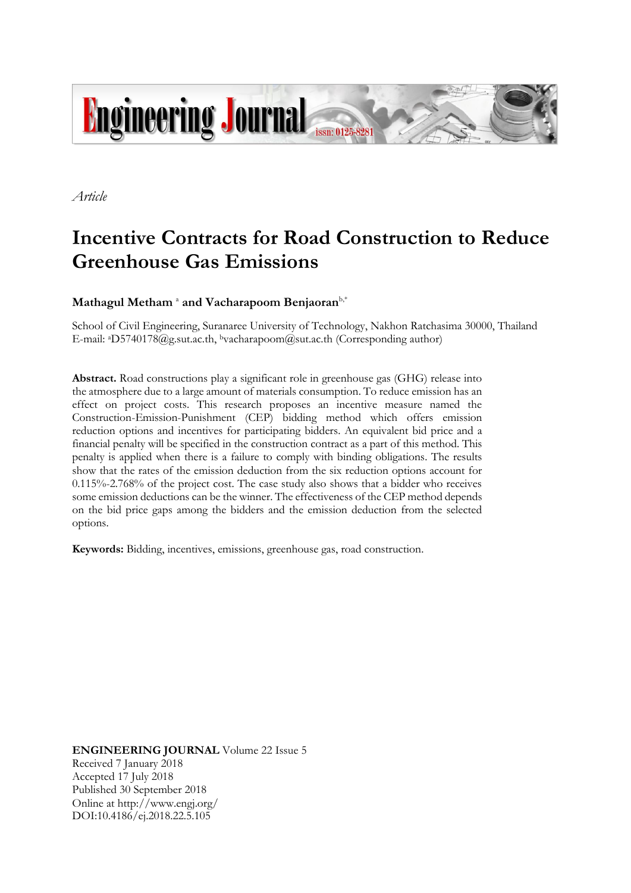*Article*

# Incentive Contracts for Road Construction to Reduce Greenhouse Gas Emissions

**Mathagul Metham** [a] **and Vacharapoom Benjaoran**[b,*]

School of Civil Engineering, Suranaree University of Technology, Nakhon Ratchasima 30000, Thailand
E-mail: [a]D5740178@g.sut.ac.th, [b]vacharapoom@sut.ac.th (Corresponding author)

**Abstract.** Road constructions play a significant role in greenhouse gas (GHG) release into the atmosphere due to a large amount of materials consumption. To reduce emission has an effect on project costs. This research proposes an incentive measure named the Construction-Emission-Punishment (CEP) bidding method which offers emission reduction options and incentives for participating bidders. An equivalent bid price and a financial penalty will be specified in the construction contract as a part of this method. This penalty is applied when there is a failure to comply with binding obligations. The results show that the rates of the emission deduction from the six reduction options account for 0.115%-2.768% of the project cost. The case study also shows that a bidder who receives some emission deductions can be the winner. The effectiveness of the CEP method depends on the bid price gaps among the bidders and the emission deduction from the selected options.

**Keywords:** Bidding, incentives, emissions, greenhouse gas, road construction.

**ENGINEERING JOURNAL** Volume 22 Issue 5
Received 7 January 2018
Accepted 17 July 2018
Published 30 September 2018
Online at http://www.engj.org/
DOI:10.4186/ej.2018.22.5.105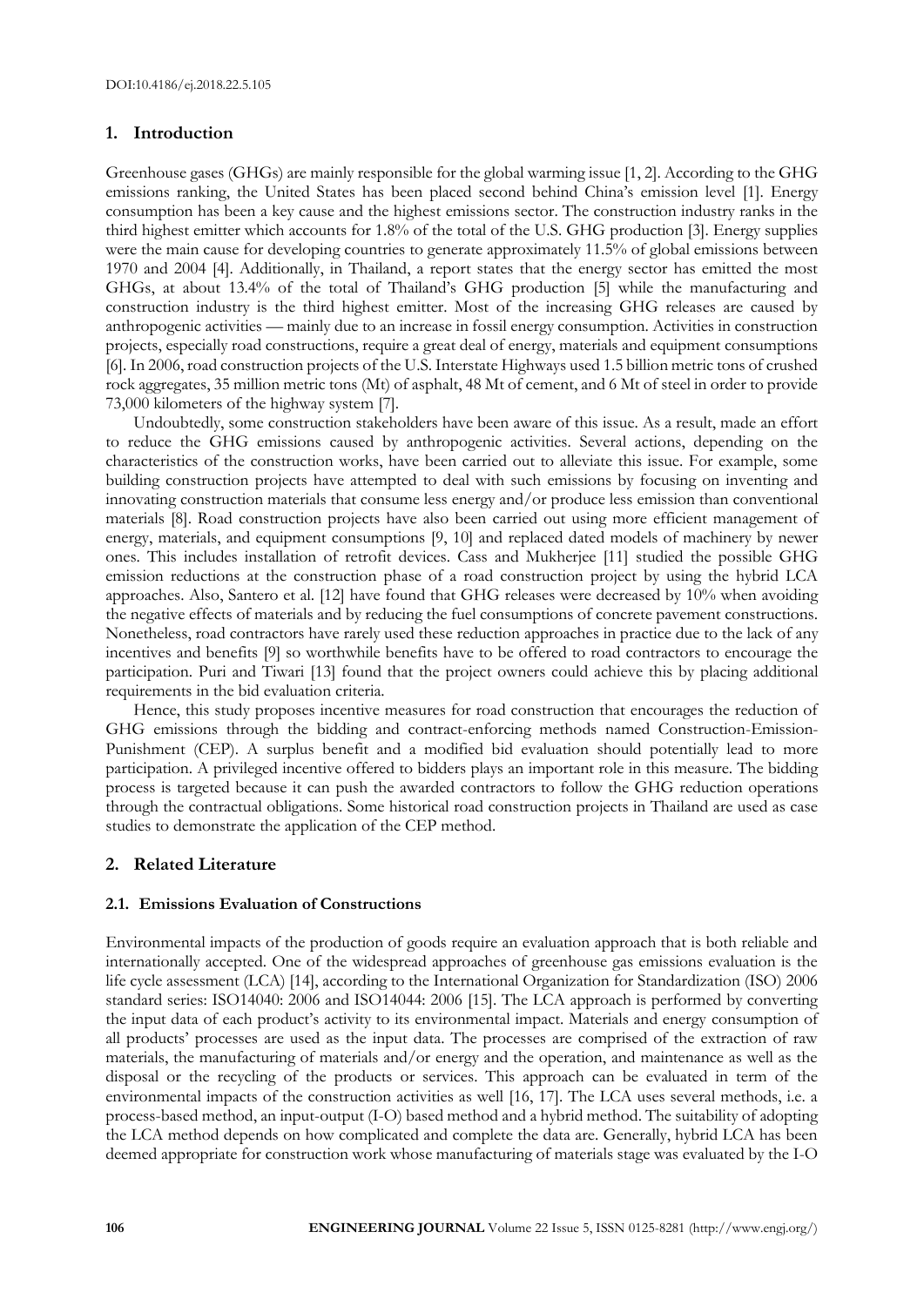## 1. Introduction

Greenhouse gases (GHGs) are mainly responsible for the global warming issue [1, 2]. According to the GHG emissions ranking, the United States has been placed second behind China's emission level [1]. Energy consumption has been a key cause and the highest emissions sector. The construction industry ranks in the third highest emitter which accounts for 1.8% of the total of the U.S. GHG production [3]. Energy supplies were the main cause for developing countries to generate approximately 11.5% of global emissions between 1970 and 2004 [4]. Additionally, in Thailand, a report states that the energy sector has emitted the most GHGs, at about 13.4% of the total of Thailand's GHG production [5] while the manufacturing and construction industry is the third highest emitter. Most of the increasing GHG releases are caused by anthropogenic activities — mainly due to an increase in fossil energy consumption. Activities in construction projects, especially road constructions, require a great deal of energy, materials and equipment consumptions [6]. In 2006, road construction projects of the U.S. Interstate Highways used 1.5 billion metric tons of crushed rock aggregates, 35 million metric tons (Mt) of asphalt, 48 Mt of cement, and 6 Mt of steel in order to provide 73,000 kilometers of the highway system [7].

Undoubtedly, some construction stakeholders have been aware of this issue. As a result, made an effort to reduce the GHG emissions caused by anthropogenic activities. Several actions, depending on the characteristics of the construction works, have been carried out to alleviate this issue. For example, some building construction projects have attempted to deal with such emissions by focusing on inventing and innovating construction materials that consume less energy and/or produce less emission than conventional materials [8]. Road construction projects have also been carried out using more efficient management of energy, materials, and equipment consumptions [9, 10] and replaced dated models of machinery by newer ones. This includes installation of retrofit devices. Cass and Mukherjee [11] studied the possible GHG emission reductions at the construction phase of a road construction project by using the hybrid LCA approaches. Also, Santero et al. [12] have found that GHG releases were decreased by 10% when avoiding the negative effects of materials and by reducing the fuel consumptions of concrete pavement constructions. Nonetheless, road contractors have rarely used these reduction approaches in practice due to the lack of any incentives and benefits [9] so worthwhile benefits have to be offered to road contractors to encourage the participation. Puri and Tiwari [13] found that the project owners could achieve this by placing additional requirements in the bid evaluation criteria.

Hence, this study proposes incentive measures for road construction that encourages the reduction of GHG emissions through the bidding and contract-enforcing methods named Construction-Emission-Punishment (CEP). A surplus benefit and a modified bid evaluation should potentially lead to more participation. A privileged incentive offered to bidders plays an important role in this measure. The bidding process is targeted because it can push the awarded contractors to follow the GHG reduction operations through the contractual obligations. Some historical road construction projects in Thailand are used as case studies to demonstrate the application of the CEP method.

## 2. Related Literature

### 2.1. Emissions Evaluation of Constructions

Environmental impacts of the production of goods require an evaluation approach that is both reliable and internationally accepted. One of the widespread approaches of greenhouse gas emissions evaluation is the life cycle assessment (LCA) [14], according to the International Organization for Standardization (ISO) 2006 standard series: ISO14040: 2006 and ISO14044: 2006 [15]. The LCA approach is performed by converting the input data of each product's activity to its environmental impact. Materials and energy consumption of all products' processes are used as the input data. The processes are comprised of the extraction of raw materials, the manufacturing of materials and/or energy and the operation, and maintenance as well as the disposal or the recycling of the products or services. This approach can be evaluated in term of the environmental impacts of the construction activities as well [16, 17]. The LCA uses several methods, i.e. a process-based method, an input-output (I-O) based method and a hybrid method. The suitability of adopting the LCA method depends on how complicated and complete the data are. Generally, hybrid LCA has been deemed appropriate for construction work whose manufacturing of materials stage was evaluated by the I-O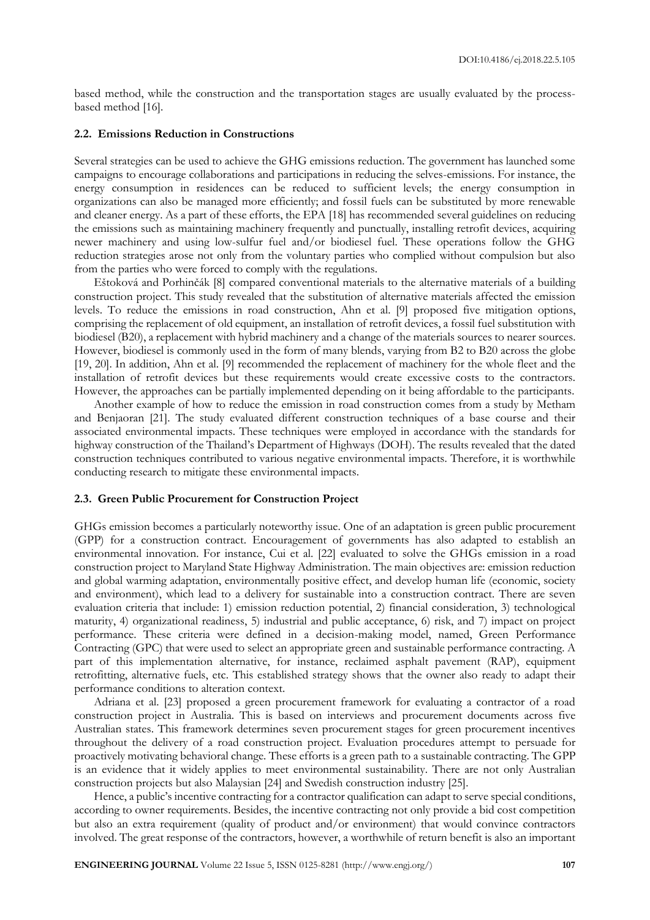based method, while the construction and the transportation stages are usually evaluated by the process-based method [16].

### 2.2. Emissions Reduction in Constructions

Several strategies can be used to achieve the GHG emissions reduction. The government has launched some campaigns to encourage collaborations and participations in reducing the selves-emissions. For instance, the energy consumption in residences can be reduced to sufficient levels; the energy consumption in organizations can also be managed more efficiently; and fossil fuels can be substituted by more renewable and cleaner energy. As a part of these efforts, the EPA [18] has recommended several guidelines on reducing the emissions such as maintaining machinery frequently and punctually, installing retrofit devices, acquiring newer machinery and using low-sulfur fuel and/or biodiesel fuel. These operations follow the GHG reduction strategies arose not only from the voluntary parties who complied without compulsion but also from the parties who were forced to comply with the regulations.

Eštoková and Porhinčák [8] compared conventional materials to the alternative materials of a building construction project. This study revealed that the substitution of alternative materials affected the emission levels. To reduce the emissions in road construction, Ahn et al. [9] proposed five mitigation options, comprising the replacement of old equipment, an installation of retrofit devices, a fossil fuel substitution with biodiesel (B20), a replacement with hybrid machinery and a change of the materials sources to nearer sources. However, biodiesel is commonly used in the form of many blends, varying from B2 to B20 across the globe [19, 20]. In addition, Ahn et al. [9] recommended the replacement of machinery for the whole fleet and the installation of retrofit devices but these requirements would create excessive costs to the contractors. However, the approaches can be partially implemented depending on it being affordable to the participants.

Another example of how to reduce the emission in road construction comes from a study by Metham and Benjaoran [21]. The study evaluated different construction techniques of a base course and their associated environmental impacts. These techniques were employed in accordance with the standards for highway construction of the Thailand's Department of Highways (DOH). The results revealed that the dated construction techniques contributed to various negative environmental impacts. Therefore, it is worthwhile conducting research to mitigate these environmental impacts.

### 2.3. Green Public Procurement for Construction Project

GHGs emission becomes a particularly noteworthy issue. One of an adaptation is green public procurement (GPP) for a construction contract. Encouragement of governments has also adapted to establish an environmental innovation. For instance, Cui et al. [22] evaluated to solve the GHGs emission in a road construction project to Maryland State Highway Administration. The main objectives are: emission reduction and global warming adaptation, environmentally positive effect, and develop human life (economic, society and environment), which lead to a delivery for sustainable into a construction contract. There are seven evaluation criteria that include: 1) emission reduction potential, 2) financial consideration, 3) technological maturity, 4) organizational readiness, 5) industrial and public acceptance, 6) risk, and 7) impact on project performance. These criteria were defined in a decision-making model, named, Green Performance Contracting (GPC) that were used to select an appropriate green and sustainable performance contracting. A part of this implementation alternative, for instance, reclaimed asphalt pavement (RAP), equipment retrofitting, alternative fuels, etc. This established strategy shows that the owner also ready to adapt their performance conditions to alteration context.

Adriana et al. [23] proposed a green procurement framework for evaluating a contractor of a road construction project in Australia. This is based on interviews and procurement documents across five Australian states. This framework determines seven procurement stages for green procurement incentives throughout the delivery of a road construction project. Evaluation procedures attempt to persuade for proactively motivating behavioral change. These efforts is a green path to a sustainable contracting. The GPP is an evidence that it widely applies to meet environmental sustainability. There are not only Australian construction projects but also Malaysian [24] and Swedish construction industry [25].

Hence, a public's incentive contracting for a contractor qualification can adapt to serve special conditions, according to owner requirements. Besides, the incentive contracting not only provide a bid cost competition but also an extra requirement (quality of product and/or environment) that would convince contractors involved. The great response of the contractors, however, a worthwhile of return benefit is also an important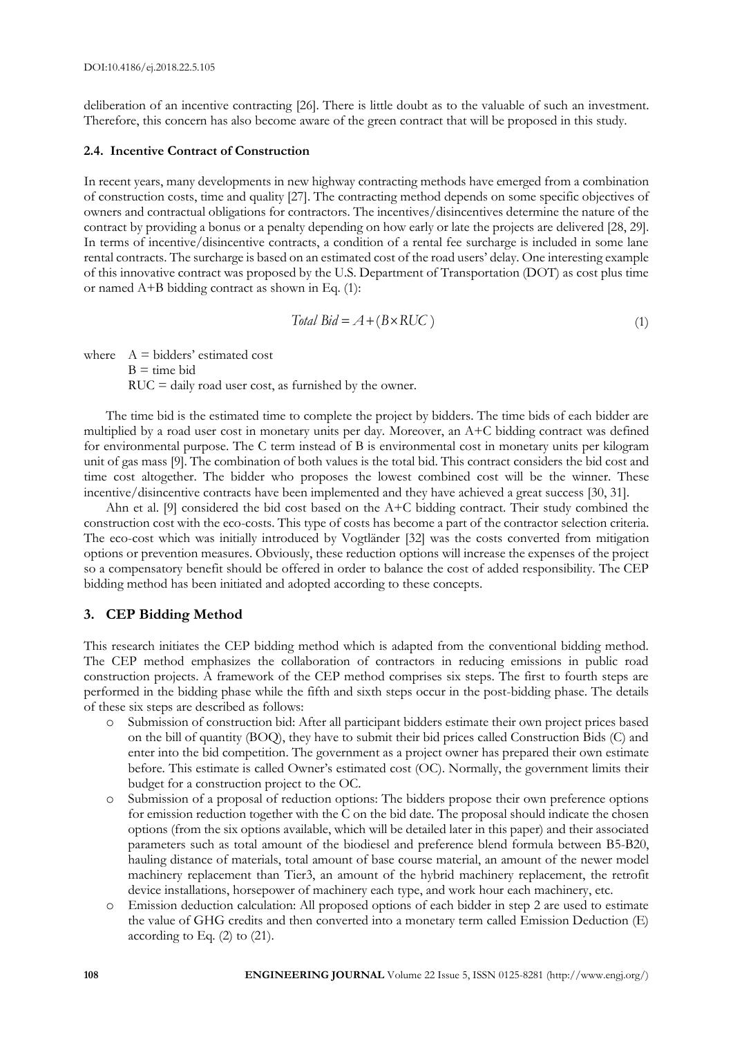deliberation of an incentive contracting [26]. There is little doubt as to the valuable of such an investment. Therefore, this concern has also become aware of the green contract that will be proposed in this study.

### 2.4. Incentive Contract of Construction

In recent years, many developments in new highway contracting methods have emerged from a combination of construction costs, time and quality [27]. The contracting method depends on some specific objectives of owners and contractual obligations for contractors. The incentives/disincentives determine the nature of the contract by providing a bonus or a penalty depending on how early or late the projects are delivered [28, 29]. In terms of incentive/disincentive contracts, a condition of a rental fee surcharge is included in some lane rental contracts. The surcharge is based on an estimated cost of the road users' delay. One interesting example of this innovative contract was proposed by the U.S. Department of Transportation (DOT) as cost plus time or named A+B bidding contract as shown in Eq. (1):

$$Total\ Bid = A + (B \times RUC) \tag{1}$$

where A = bidders' estimated cost
B = time bid
RUC = daily road user cost, as furnished by the owner.

The time bid is the estimated time to complete the project by bidders. The time bids of each bidder are multiplied by a road user cost in monetary units per day. Moreover, an A+C bidding contract was defined for environmental purpose. The C term instead of B is environmental cost in monetary units per kilogram unit of gas mass [9]. The combination of both values is the total bid. This contract considers the bid cost and time cost altogether. The bidder who proposes the lowest combined cost will be the winner. These incentive/disincentive contracts have been implemented and they have achieved a great success [30, 31].

Ahn et al. [9] considered the bid cost based on the A+C bidding contract. Their study combined the construction cost with the eco-costs. This type of costs has become a part of the contractor selection criteria. The eco-cost which was initially introduced by Vogtländer [32] was the costs converted from mitigation options or prevention measures. Obviously, these reduction options will increase the expenses of the project so a compensatory benefit should be offered in order to balance the cost of added responsibility. The CEP bidding method has been initiated and adopted according to these concepts.

## 3. CEP Bidding Method

This research initiates the CEP bidding method which is adapted from the conventional bidding method. The CEP method emphasizes the collaboration of contractors in reducing emissions in public road construction projects. A framework of the CEP method comprises six steps. The first to fourth steps are performed in the bidding phase while the fifth and sixth steps occur in the post-bidding phase. The details of these six steps are described as follows:

- Submission of construction bid: After all participant bidders estimate their own project prices based on the bill of quantity (BOQ), they have to submit their bid prices called Construction Bids (C) and enter into the bid competition. The government as a project owner has prepared their own estimate before. This estimate is called Owner's estimated cost (OC). Normally, the government limits their budget for a construction project to the OC.
- Submission of a proposal of reduction options: The bidders propose their own preference options for emission reduction together with the C on the bid date. The proposal should indicate the chosen options (from the six options available, which will be detailed later in this paper) and their associated parameters such as total amount of the biodiesel and preference blend formula between B5-B20, hauling distance of materials, total amount of base course material, an amount of the newer model machinery replacement than Tier3, an amount of the hybrid machinery replacement, the retrofit device installations, horsepower of machinery each type, and work hour each machinery, etc.
- Emission deduction calculation: All proposed options of each bidder in step 2 are used to estimate the value of GHG credits and then converted into a monetary term called Emission Deduction (E) according to Eq. (2) to (21).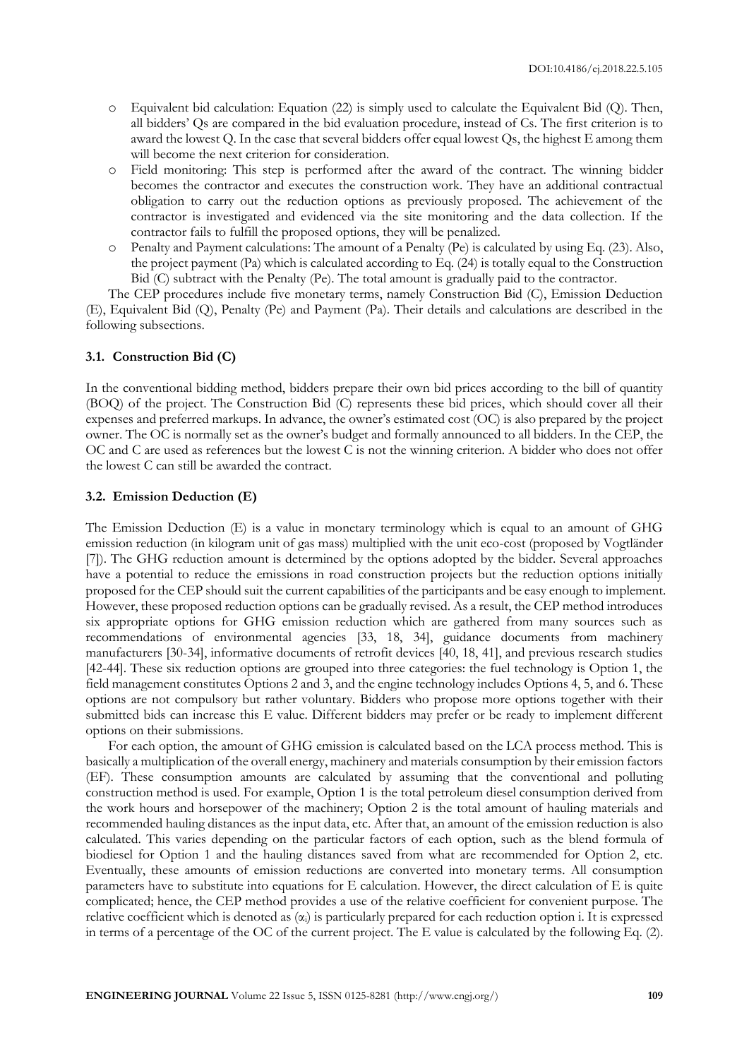- Equivalent bid calculation: Equation (22) is simply used to calculate the Equivalent Bid (Q). Then, all bidders' Qs are compared in the bid evaluation procedure, instead of Cs. The first criterion is to award the lowest Q. In the case that several bidders offer equal lowest Qs, the highest E among them will become the next criterion for consideration.
- Field monitoring: This step is performed after the award of the contract. The winning bidder becomes the contractor and executes the construction work. They have an additional contractual obligation to carry out the reduction options as previously proposed. The achievement of the contractor is investigated and evidenced via the site monitoring and the data collection. If the contractor fails to fulfill the proposed options, they will be penalized.
- Penalty and Payment calculations: The amount of a Penalty (Pe) is calculated by using Eq. (23). Also, the project payment (Pa) which is calculated according to Eq. (24) is totally equal to the Construction Bid (C) subtract with the Penalty (Pe). The total amount is gradually paid to the contractor.

The CEP procedures include five monetary terms, namely Construction Bid (C), Emission Deduction (E), Equivalent Bid (Q), Penalty (Pe) and Payment (Pa). Their details and calculations are described in the following subsections.

### 3.1. Construction Bid (C)

In the conventional bidding method, bidders prepare their own bid prices according to the bill of quantity (BOQ) of the project. The Construction Bid (C) represents these bid prices, which should cover all their expenses and preferred markups. In advance, the owner's estimated cost (OC) is also prepared by the project owner. The OC is normally set as the owner's budget and formally announced to all bidders. In the CEP, the OC and C are used as references but the lowest C is not the winning criterion. A bidder who does not offer the lowest C can still be awarded the contract.

### 3.2. Emission Deduction (E)

The Emission Deduction (E) is a value in monetary terminology which is equal to an amount of GHG emission reduction (in kilogram unit of gas mass) multiplied with the unit eco-cost (proposed by Vogtländer [7]). The GHG reduction amount is determined by the options adopted by the bidder. Several approaches have a potential to reduce the emissions in road construction projects but the reduction options initially proposed for the CEP should suit the current capabilities of the participants and be easy enough to implement. However, these proposed reduction options can be gradually revised. As a result, the CEP method introduces six appropriate options for GHG emission reduction which are gathered from many sources such as recommendations of environmental agencies [33, 18, 34], guidance documents from machinery manufacturers [30-34], informative documents of retrofit devices [40, 18, 41], and previous research studies [42-44]. These six reduction options are grouped into three categories: the fuel technology is Option 1, the field management constitutes Options 2 and 3, and the engine technology includes Options 4, 5, and 6. These options are not compulsory but rather voluntary. Bidders who propose more options together with their submitted bids can increase this E value. Different bidders may prefer or be ready to implement different options on their submissions.

For each option, the amount of GHG emission is calculated based on the LCA process method. This is basically a multiplication of the overall energy, machinery and materials consumption by their emission factors (EF). These consumption amounts are calculated by assuming that the conventional and polluting construction method is used. For example, Option 1 is the total petroleum diesel consumption derived from the work hours and horsepower of the machinery; Option 2 is the total amount of hauling materials and recommended hauling distances as the input data, etc. After that, an amount of the emission reduction is also calculated. This varies depending on the particular factors of each option, such as the blend formula of biodiesel for Option 1 and the hauling distances saved from what are recommended for Option 2, etc. Eventually, these amounts of emission reductions are converted into monetary terms. All consumption parameters have to substitute into equations for E calculation. However, the direct calculation of E is quite complicated; hence, the CEP method provides a use of the relative coefficient for convenient purpose. The relative coefficient which is denoted as ($\alpha_i$) is particularly prepared for each reduction option i. It is expressed in terms of a percentage of the OC of the current project. The E value is calculated by the following Eq. (2).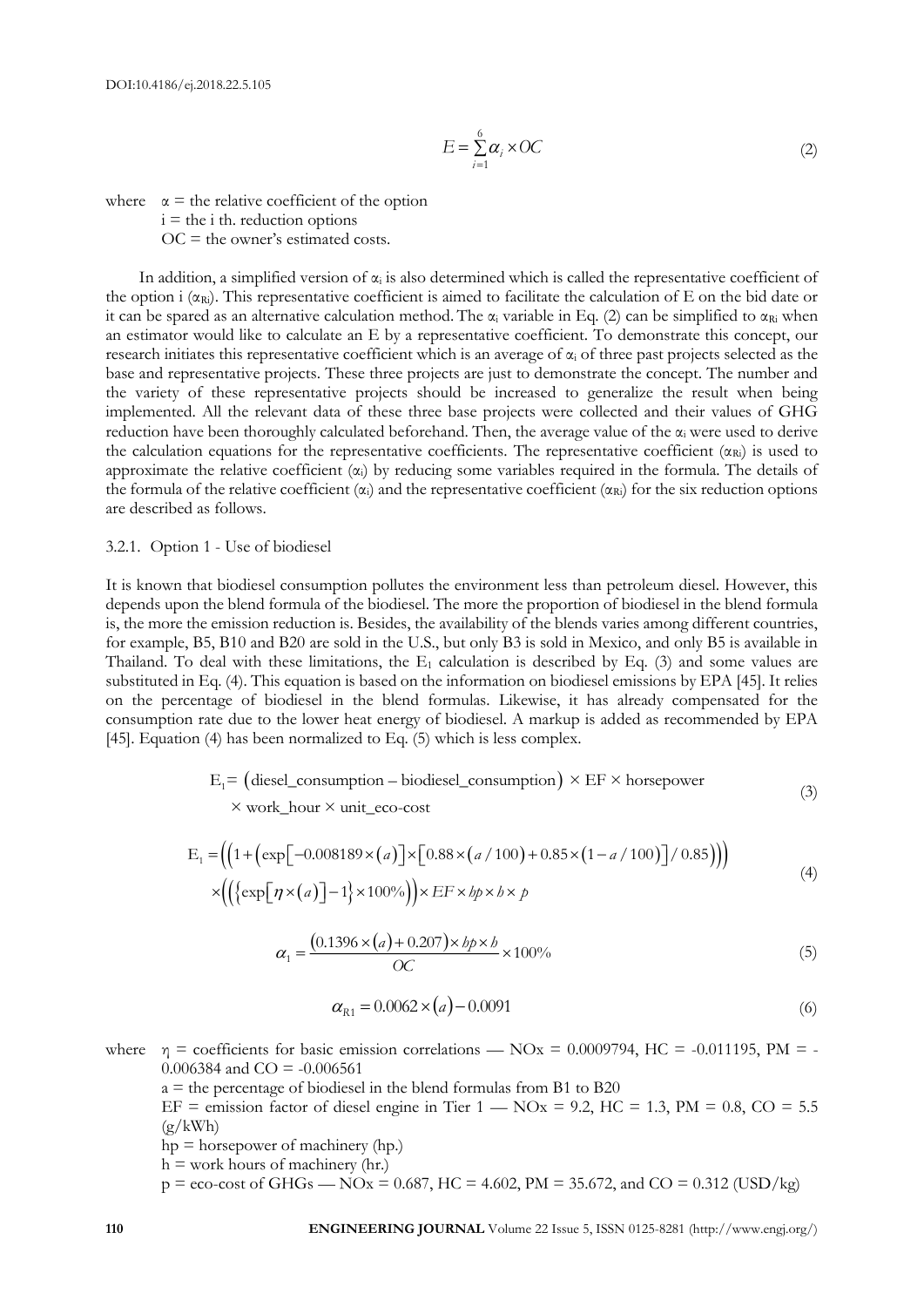$$E = \sum_{i=1}^{6} \alpha_i \times OC \tag{2}$$

where $\alpha$ = the relative coefficient of the option
$i$ = the i th. reduction options
OC = the owner's estimated costs.

In addition, a simplified version of $\alpha_i$ is also determined which is called the representative coefficient of the option i ($\alpha_{Ri}$). This representative coefficient is aimed to facilitate the calculation of E on the bid date or it can be spared as an alternative calculation method. The $\alpha_i$ variable in Eq. (2) can be simplified to $\alpha_{Ri}$ when an estimator would like to calculate an E by a representative coefficient. To demonstrate this concept, our research initiates this representative coefficient which is an average of $\alpha_i$ of three past projects selected as the base and representative projects. These three projects are just to demonstrate the concept. The number and the variety of these representative projects should be increased to generalize the result when being implemented. All the relevant data of these three base projects were collected and their values of GHG reduction have been thoroughly calculated beforehand. Then, the average value of the $\alpha_i$ were used to derive the calculation equations for the representative coefficients. The representative coefficient ($\alpha_{Ri}$) is used to approximate the relative coefficient ($\alpha_i$) by reducing some variables required in the formula. The details of the formula of the relative coefficient ($\alpha_i$) and the representative coefficient ($\alpha_{Ri}$) for the six reduction options are described as follows.

### 3.2.1. Option 1 - Use of biodiesel

It is known that biodiesel consumption pollutes the environment less than petroleum diesel. However, this depends upon the blend formula of the biodiesel. The more the proportion of biodiesel in the blend formula is, the more the emission reduction is. Besides, the availability of the blends varies among different countries, for example, B5, B10 and B20 are sold in the U.S., but only B3 is sold in Mexico, and only B5 is available in Thailand. To deal with these limitations, the $E_1$ calculation is described by Eq. (3) and some values are substituted in Eq. (4). This equation is based on the information on biodiesel emissions by EPA [45]. It relies on the percentage of biodiesel in the blend formulas. Likewise, it has already compensated for the consumption rate due to the lower heat energy of biodiesel. A markup is added as recommended by EPA [45]. Equation (4) has been normalized to Eq. (5) which is less complex.

$$\begin{aligned} E_1 = &\left(\text{diesel\_consumption} - \text{biodiesel\_consumption}\right) \times \text{EF} \times \text{horsepower} \\ &\times \text{work\_hour} \times \text{unit\_eco-cost} \end{aligned} \tag{3}$$

$$\begin{aligned} E_1 = &\Big(\Big(1 + \Big(\exp\left[-0.008189 \times (a)\right] \times \left[0.88 \times (a/100) + 0.85 \times (1 - a/100)\right] / 0.85\Big)\Big)\Big) \\ &\times \Big(\Big(\left\{\exp\left[\eta \times (a)\right] - 1\right\} \times 100\%\Big)\Big) \times EF \times hp \times h \times p \end{aligned} \tag{4}$$

$$\alpha_1 = \frac{\left(0.1396 \times (a) + 0.207\right) \times hp \times h}{OC} \times 100\% \tag{5}$$

$$\alpha_{R1} = 0.0062 \times (a) - 0.0091 \tag{6}$$

where $\eta$ = coefficients for basic emission correlations — NOx = 0.0009794, HC = -0.011195, PM = -0.006384 and CO = -0.006561
$a$ = the percentage of biodiesel in the blend formulas from B1 to B20
EF = emission factor of diesel engine in Tier 1 — NOx = 9.2, HC = 1.3, PM = 0.8, CO = 5.5 (g/kWh)
hp = horsepower of machinery (hp.)
h = work hours of machinery (hr.)
p = eco-cost of GHGs — NOx = 0.687, HC = 4.602, PM = 35.672, and CO = 0.312 (USD/kg)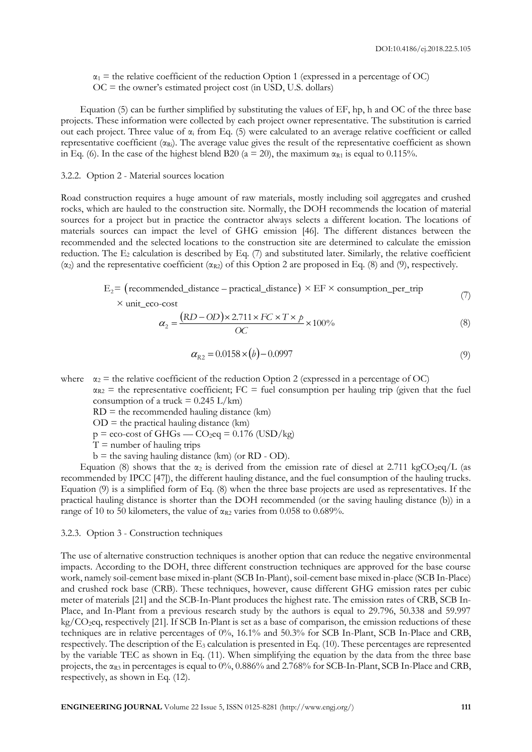$\alpha_1$ = the relative coefficient of the reduction Option 1 (expressed in a percentage of OC)
OC = the owner's estimated project cost (in USD, U.S. dollars)

Equation (5) can be further simplified by substituting the values of EF, hp, h and OC of the three base projects. These information were collected by each project owner representative. The substitution is carried out each project. Three value of $\alpha_i$ from Eq. (5) were calculated to an average relative coefficient or called representative coefficient ($\alpha_{Ri}$). The average value gives the result of the representative coefficient as shown in Eq. (6). In the case of the highest blend B20 (a = 20), the maximum $\alpha_{R1}$ is equal to 0.115%.

### 3.2.2. Option 2 - Material sources location

Road construction requires a huge amount of raw materials, mostly including soil aggregates and crushed rocks, which are hauled to the construction site. Normally, the DOH recommends the location of material sources for a project but in practice the contractor always selects a different location. The locations of materials sources can impact the level of GHG emission [46]. The different distances between the recommended and the selected locations to the construction site are determined to calculate the emission reduction. The $E_2$ calculation is described by Eq. (7) and substituted later. Similarly, the relative coefficient ($\alpha_2$) and the representative coefficient ($\alpha_{R2}$) of this Option 2 are proposed in Eq. (8) and (9), respectively.

$$E_2 = \left(\text{recommended\_distance} - \text{practical\_distance}\right) \times \text{EF} \times \text{consumption\_per\_trip} \times \text{unit\_eco-cost} \tag{7}$$

$$\alpha_2 = \frac{(RD - OD) \times 2.711 \times FC \times T \times p}{OC} \times 100\% \tag{8}$$

$$\alpha_{R2} = 0.0158 \times (b) - 0.0997 \tag{9}$$

where $\alpha_2$ = the relative coefficient of the reduction Option 2 (expressed in a percentage of OC)
$\alpha_{R2}$ = the representative coefficient; FC = fuel consumption per hauling trip (given that the fuel consumption of a truck = 0.245 L/km)
RD = the recommended hauling distance (km)
OD = the practical hauling distance (km)
p = eco-cost of GHGs — $CO_2$eq = 0.176 (USD/kg)
T = number of hauling trips
b = the saving hauling distance (km) (or RD - OD).

Equation (8) shows that the $\alpha_2$ is derived from the emission rate of diesel at 2.711 kg$CO_2$eq/L (as recommended by IPCC [47]), the different hauling distance, and the fuel consumption of the hauling trucks. Equation (9) is a simplified form of Eq. (8) when the three base projects are used as representatives. If the practical hauling distance is shorter than the DOH recommended (or the saving hauling distance (b)) in a range of 10 to 50 kilometers, the value of $\alpha_{R2}$ varies from 0.058 to 0.689%.

### 3.2.3. Option 3 - Construction techniques

The use of alternative construction techniques is another option that can reduce the negative environmental impacts. According to the DOH, three different construction techniques are approved for the base course work, namely soil-cement base mixed in-plant (SCB In-Plant), soil-cement base mixed in-place (SCB In-Place) and crushed rock base (CRB). These techniques, however, cause different GHG emission rates per cubic meter of materials [21] and the SCB-In-Plant produces the highest rate. The emission rates of CRB, SCB In-Place, and In-Plant from a previous research study by the authors is equal to 29.796, 50.338 and 59.997 kg/$CO_2$eq, respectively [21]. If SCB In-Plant is set as a base of comparison, the emission reductions of these techniques are in relative percentages of 0%, 16.1% and 50.3% for SCB In-Plant, SCB In-Place and CRB, respectively. The description of the $E_3$ calculation is presented in Eq. (10). These percentages are represented by the variable TEC as shown in Eq. (11). When simplifying the equation by the data from the three base projects, the $\alpha_{R3}$ in percentages is equal to 0%, 0.886% and 2.768% for SCB-In-Plant, SCB In-Place and CRB, respectively, as shown in Eq. (12).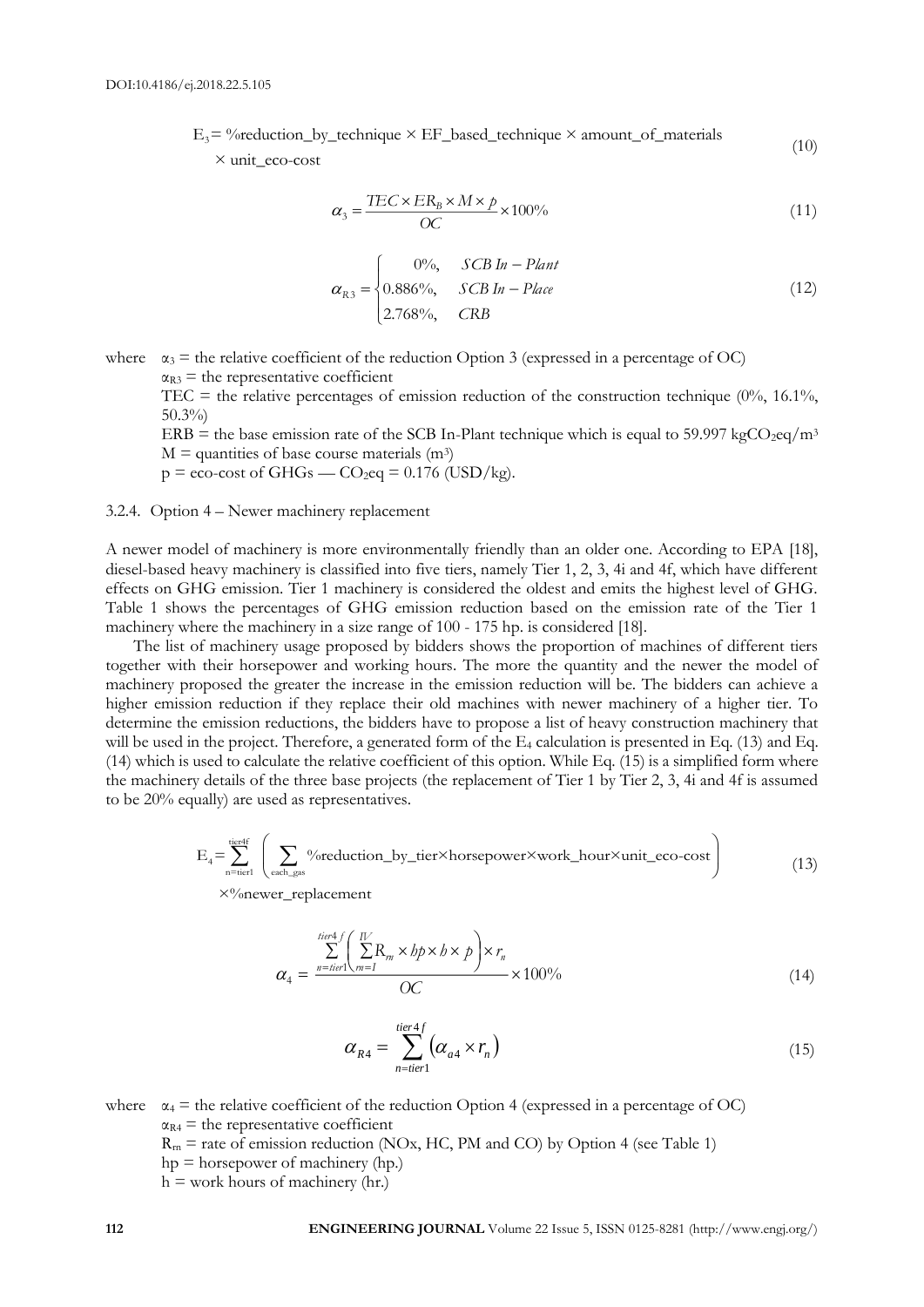$$E_3 = \%\text{reduction\_by\_technique} \times \text{EF\_based\_technique} \times \text{amount\_of\_materials} \times \text{unit\_eco-cost} \tag{10}$$

$$\alpha_3 = \frac{TEC \times ER_B \times M \times p}{OC} \times 100\% \tag{11}$$

$$\alpha_{R3} = \begin{cases} 0\%, & SCB\ In-Plant \\ 0.886\%, & SCB\ In-Place \\ 2.768\%, & CRB \end{cases} \tag{12}$$

where $\alpha_3$ = the relative coefficient of the reduction Option 3 (expressed in a percentage of OC)
$\alpha_{R3}$ = the representative coefficient
TEC = the relative percentages of emission reduction of the construction technique (0%, 16.1%, 50.3%)
ERB = the base emission rate of the SCB In-Plant technique which is equal to 59.997 $kgCO_2eq/m^3$
M = quantities of base course materials ($m^3$)
p = eco-cost of GHGs — $CO_2eq$ = 0.176 (USD/kg).

### 3.2.4. Option 4 – Newer machinery replacement

A newer model of machinery is more environmentally friendly than an older one. According to EPA [18], diesel-based heavy machinery is classified into five tiers, namely Tier 1, 2, 3, 4i and 4f, which have different effects on GHG emission. Tier 1 machinery is considered the oldest and emits the highest level of GHG. Table 1 shows the percentages of GHG emission reduction based on the emission rate of the Tier 1 machinery where the machinery in a size range of 100 - 175 hp. is considered [18].

The list of machinery usage proposed by bidders shows the proportion of machines of different tiers together with their horsepower and working hours. The more the quantity and the newer the model of machinery proposed the greater the increase in the emission reduction will be. The bidders can achieve a higher emission reduction if they replace their old machines with newer machinery of a higher tier. To determine the emission reductions, the bidders have to propose a list of heavy construction machinery that will be used in the project. Therefore, a generated form of the $E_4$ calculation is presented in Eq. (13) and Eq. (14) which is used to calculate the relative coefficient of this option. While Eq. (15) is a simplified form where the machinery details of the three base projects (the replacement of Tier 1 by Tier 2, 3, 4i and 4f is assumed to be 20% equally) are used as representatives.

$$E_4 = \sum_{n=\text{tier1}}^{\text{tier4f}} \left( \sum_{\text{each\_gas}} \%\text{reduction\_by\_tier} \times \text{horsepower} \times \text{work\_hour} \times \text{unit\_eco-cost} \right) \times \%\text{newer\_replacement} \tag{13}$$

$$\alpha_4 = \frac{\sum_{n=tier1}^{tier4f} \left( \sum_{m=I}^{IV} R_m \times hp \times h \times p \right) \times r_n}{OC} \times 100\% \tag{14}$$

$$\alpha_{R4} = \sum_{n=tier1}^{tier4f} \left( \alpha_{a4} \times r_n \right) \tag{15}$$

where $\alpha_4$ = the relative coefficient of the reduction Option 4 (expressed in a percentage of OC)
$\alpha_{R4}$ = the representative coefficient
$R_m$ = rate of emission reduction (NOx, HC, PM and CO) by Option 4 (see Table 1)
hp = horsepower of machinery (hp.)
h = work hours of machinery (hr.)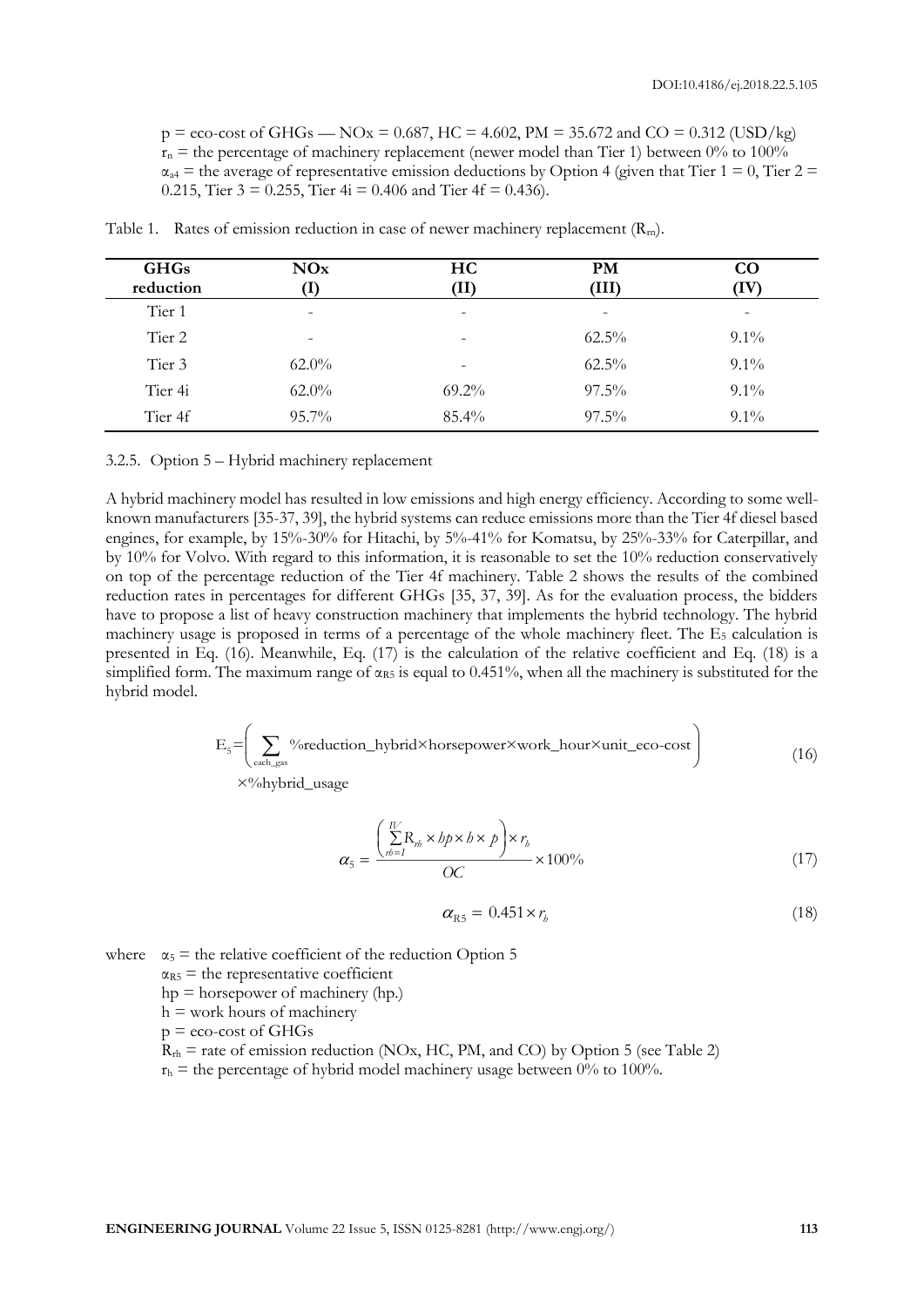$p$ = eco-cost of GHGs — NOx = 0.687, HC = 4.602, PM = 35.672 and CO = 0.312 (USD/kg)
$r_n$ = the percentage of machinery replacement (newer model than Tier 1) between 0% to 100%
$\alpha_{a4}$ = the average of representative emission deductions by Option 4 (given that Tier 1 = 0, Tier 2 = 0.215, Tier 3 = 0.255, Tier 4i = 0.406 and Tier 4f = 0.436).

Table 1. Rates of emission reduction in case of newer machinery replacement ($R_m$).

| GHGs reduction | NOx (I) | HC (II) | PM (III) | CO (IV) |
|---|---|---|---|---|
| Tier 1 | - | - | - | - |
| Tier 2 | - | - | 62.5% | 9.1% |
| Tier 3 | 62.0% | - | 62.5% | 9.1% |
| Tier 4i | 62.0% | 69.2% | 97.5% | 9.1% |
| Tier 4f | 95.7% | 85.4% | 97.5% | 9.1% |

### 3.2.5. Option 5 – Hybrid machinery replacement

A hybrid machinery model has resulted in low emissions and high energy efficiency. According to some well-known manufacturers [35-37, 39], the hybrid systems can reduce emissions more than the Tier 4f diesel based engines, for example, by 15%-30% for Hitachi, by 5%-41% for Komatsu, by 25%-33% for Caterpillar, and by 10% for Volvo. With regard to this information, it is reasonable to set the 10% reduction conservatively on top of the percentage reduction of the Tier 4f machinery. Table 2 shows the results of the combined reduction rates in percentages for different GHGs [35, 37, 39]. As for the evaluation process, the bidders have to propose a list of heavy construction machinery that implements the hybrid technology. The hybrid machinery usage is proposed in terms of a percentage of the whole machinery fleet. The $E_5$ calculation is presented in Eq. (16). Meanwhile, Eq. (17) is the calculation of the relative coefficient and Eq. (18) is a simplified form. The maximum range of $\alpha_{R5}$ is equal to 0.451%, when all the machinery is substituted for the hybrid model.

$$E_5=\left(\sum_{\text{each\_gas}} \text{\%reduction\_hybrid}\times\text{horsepower}\times\text{work\_hour}\times\text{unit\_eco-cost}\right)\times\text{\%hybrid\_usage} \tag{16}$$

$$\alpha_5 = \frac{\left(\sum_{rh=I}^{IV} R_{rh} \times hp \times h \times p\right) \times r_h}{OC} \times 100\% \tag{17}$$

$$\alpha_{R5} = 0.451 \times r_h \tag{18}$$

where $\alpha_5$ = the relative coefficient of the reduction Option 5
$\alpha_{R5}$ = the representative coefficient
hp = horsepower of machinery (hp.)
h = work hours of machinery
p = eco-cost of GHGs
$R_{rh}$ = rate of emission reduction (NOx, HC, PM, and CO) by Option 5 (see Table 2)
$r_h$ = the percentage of hybrid model machinery usage between 0% to 100%.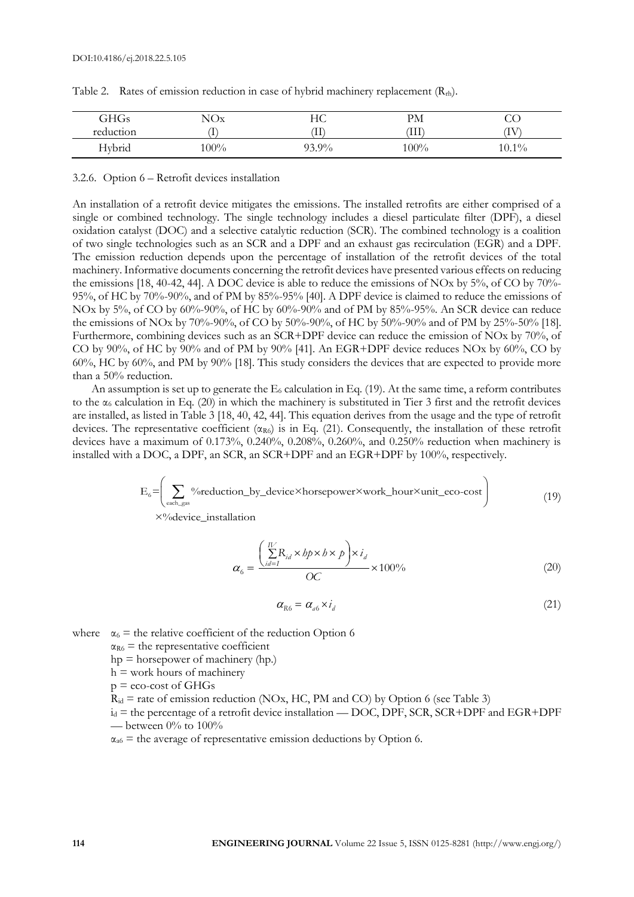Table 2. Rates of emission reduction in case of hybrid machinery replacement ($R_{rh}$).

| GHGs reduction | NOx (I) | HC (II) | PM (III) | CO (IV) |
|---|---|---|---|---|
| Hybrid | 100% | 93.9% | 100% | 10.1% |

#### 3.2.6. Option 6 – Retrofit devices installation

An installation of a retrofit device mitigates the emissions. The installed retrofits are either comprised of a single or combined technology. The single technology includes a diesel particulate filter (DPF), a diesel oxidation catalyst (DOC) and a selective catalytic reduction (SCR). The combined technology is a coalition of two single technologies such as an SCR and a DPF and an exhaust gas recirculation (EGR) and a DPF. The emission reduction depends upon the percentage of installation of the retrofit devices of the total machinery. Informative documents concerning the retrofit devices have presented various effects on reducing the emissions [18, 40-42, 44]. A DOC device is able to reduce the emissions of NOx by 5%, of CO by 70%-95%, of HC by 70%-90%, and of PM by 85%-95% [40]. A DPF device is claimed to reduce the emissions of NOx by 5%, of CO by 60%-90%, of HC by 60%-90% and of PM by 85%-95%. An SCR device can reduce the emissions of NOx by 70%-90%, of CO by 50%-90%, of HC by 50%-90% and of PM by 25%-50% [18]. Furthermore, combining devices such as an SCR+DPF device can reduce the emission of NOx by 70%, of CO by 90%, of HC by 90% and of PM by 90% [41]. An EGR+DPF device reduces NOx by 60%, CO by 60%, HC by 60%, and PM by 90% [18]. This study considers the devices that are expected to provide more than a 50% reduction.

An assumption is set up to generate the $E_6$ calculation in Eq. (19). At the same time, a reform contributes to the $\alpha_6$ calculation in Eq. (20) in which the machinery is substituted in Tier 3 first and the retrofit devices are installed, as listed in Table 3 [18, 40, 42, 44]. This equation derives from the usage and the type of retrofit devices. The representative coefficient ($\alpha_{R6}$) is in Eq. (21). Consequently, the installation of these retrofit devices have a maximum of 0.173%, 0.240%, 0.208%, 0.260%, and 0.250% reduction when machinery is installed with a DOC, a DPF, an SCR, an SCR+DPF and an EGR+DPF by 100%, respectively.

$$E_6=\left(\sum_{\text{each\_gas}} \text{\%reduction\_by\_device} \times \text{horsepower} \times \text{work\_hour} \times \text{unit\_eco-cost}\right) \times \text{\%device\_installation} \tag{19}$$

$$\alpha_6 = \frac{\left(\sum_{id=I}^{IV} R_{id} \times hp \times h \times p\right) \times i_d}{OC} \times 100\% \tag{20}$$

$$\alpha_{R6} = \alpha_{a6} \times i_d \tag{21}$$

where $\alpha_6$ = the relative coefficient of the reduction Option 6
$\alpha_{R6}$ = the representative coefficient
hp = horsepower of machinery (hp.)
h = work hours of machinery
p = eco-cost of GHGs
$R_{id}$ = rate of emission reduction (NOx, HC, PM and CO) by Option 6 (see Table 3)
$i_d$ = the percentage of a retrofit device installation — DOC, DPF, SCR, SCR+DPF and EGR+DPF — between 0% to 100%
$\alpha_{a6}$ = the average of representative emission deductions by Option 6.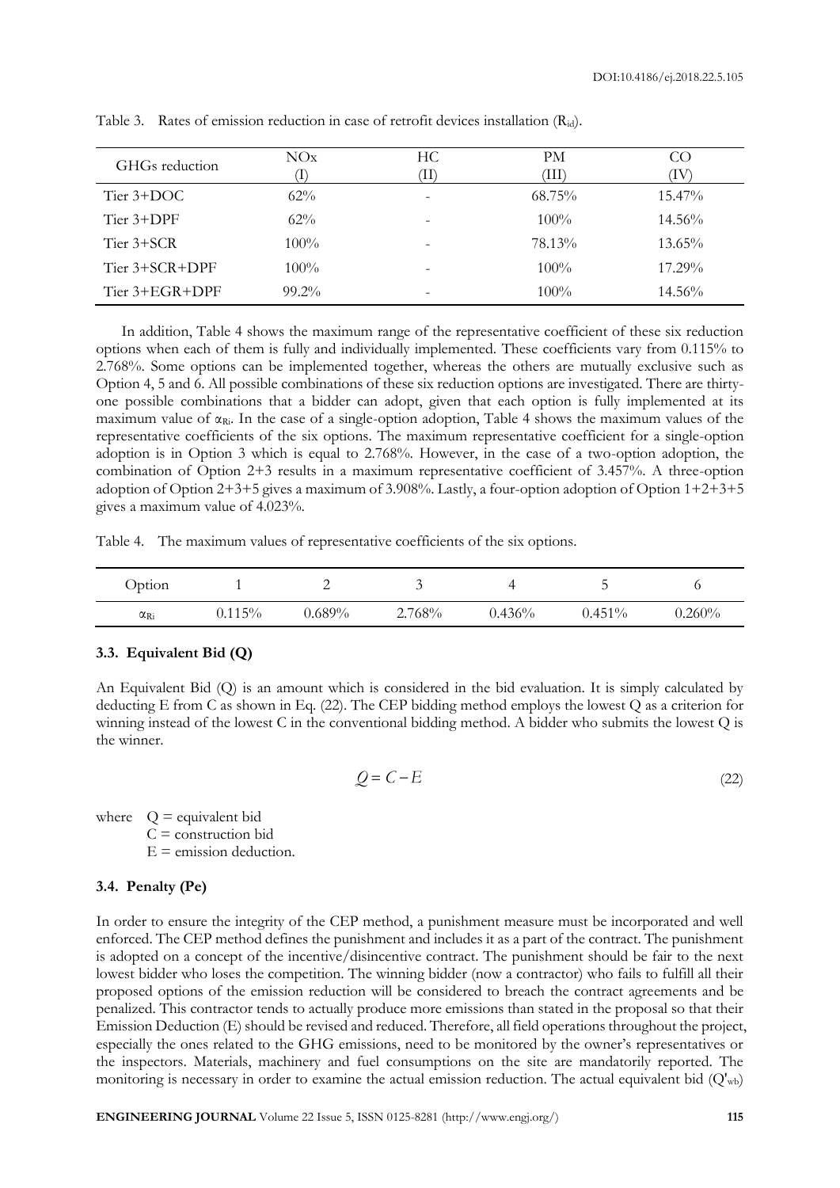Table 3. Rates of emission reduction in case of retrofit devices installation ($R_{id}$).

| GHGs reduction | NOx (I) | HC (II) | PM (III) | CO (IV) |
|---|---|---|---|---|
| Tier 3+DOC | 62% | - | 68.75% | 15.47% |
| Tier 3+DPF | 62% | - | 100% | 14.56% |
| Tier 3+SCR | 100% | - | 78.13% | 13.65% |
| Tier 3+SCR+DPF | 100% | - | 100% | 17.29% |
| Tier 3+EGR+DPF | 99.2% | - | 100% | 14.56% |

In addition, Table 4 shows the maximum range of the representative coefficient of these six reduction options when each of them is fully and individually implemented. These coefficients vary from 0.115% to 2.768%. Some options can be implemented together, whereas the others are mutually exclusive such as Option 4, 5 and 6. All possible combinations of these six reduction options are investigated. There are thirty-one possible combinations that a bidder can adopt, given that each option is fully implemented at its maximum value of $\alpha_{Ri}$. In the case of a single-option adoption, Table 4 shows the maximum values of the representative coefficients of the six options. The maximum representative coefficient for a single-option adoption is in Option 3 which is equal to 2.768%. However, in the case of a two-option adoption, the combination of Option 2+3 results in a maximum representative coefficient of 3.457%. A three-option adoption of Option 2+3+5 gives a maximum of 3.908%. Lastly, a four-option adoption of Option 1+2+3+5 gives a maximum value of 4.023%.

Table 4. The maximum values of representative coefficients of the six options.

| Option | 1 | 2 | 3 | 4 | 5 | 6 |
|---|---|---|---|---|---|---|
| $\alpha_{Ri}$ | 0.115% | 0.689% | 2.768% | 0.436% | 0.451% | 0.260% |

### 3.3. Equivalent Bid (Q)

An Equivalent Bid (Q) is an amount which is considered in the bid evaluation. It is simply calculated by deducting E from C as shown in Eq. (22). The CEP bidding method employs the lowest Q as a criterion for winning instead of the lowest C in the conventional bidding method. A bidder who submits the lowest Q is the winner.

$$Q = C - E \tag{22}$$

where Q = equivalent bid
C = construction bid
E = emission deduction.

### 3.4. Penalty (Pe)

In order to ensure the integrity of the CEP method, a punishment measure must be incorporated and well enforced. The CEP method defines the punishment and includes it as a part of the contract. The punishment is adopted on a concept of the incentive/disincentive contract. The punishment should be fair to the next lowest bidder who loses the competition. The winning bidder (now a contractor) who fails to fulfill all their proposed options of the emission reduction will be considered to breach the contract agreements and be penalized. This contractor tends to actually produce more emissions than stated in the proposal so that their Emission Deduction (E) should be revised and reduced. Therefore, all field operations throughout the project, especially the ones related to the GHG emissions, need to be monitored by the owner's representatives or the inspectors. Materials, machinery and fuel consumptions on the site are mandatorily reported. The monitoring is necessary in order to examine the actual emission reduction. The actual equivalent bid ($Q'_{wb}$)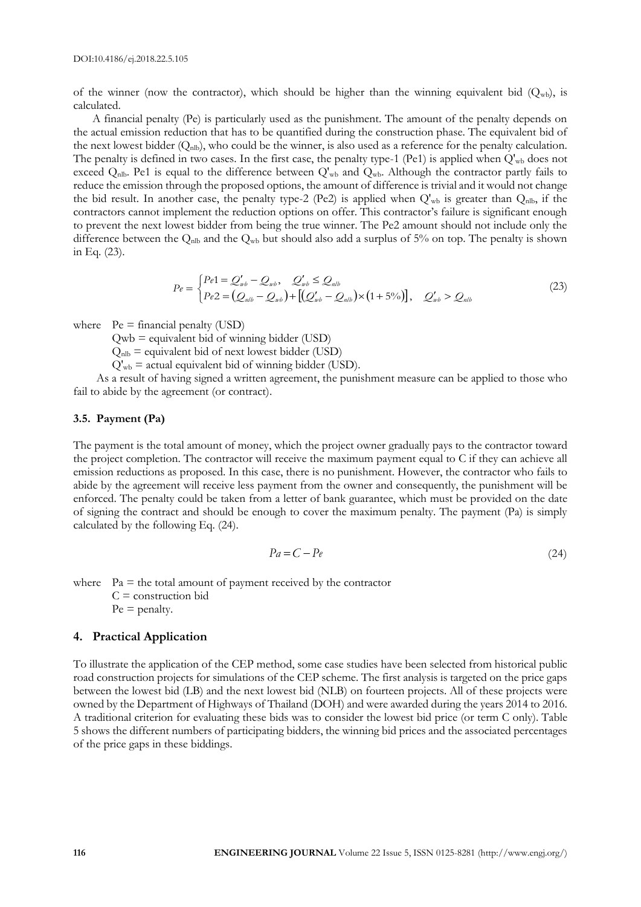of the winner (now the contractor), which should be higher than the winning equivalent bid ($Q_{wb}$), is calculated.

A financial penalty (Pe) is particularly used as the punishment. The amount of the penalty depends on the actual emission reduction that has to be quantified during the construction phase. The equivalent bid of the next lowest bidder ($Q_{nlb}$), who could be the winner, is also used as a reference for the penalty calculation. The penalty is defined in two cases. In the first case, the penalty type-1 (Pe1) is applied when $Q'_{wb}$ does not exceed $Q_{nlb}$. Pe1 is equal to the difference between $Q'_{wb}$ and $Q_{wb}$. Although the contractor partly fails to reduce the emission through the proposed options, the amount of difference is trivial and it would not change the bid result. In another case, the penalty type-2 (Pe2) is applied when $Q'_{wb}$ is greater than $Q_{nlb}$, if the contractors cannot implement the reduction options on offer. This contractor's failure is significant enough to prevent the next lowest bidder from being the true winner. The Pe2 amount should not include only the difference between the $Q_{nlb}$ and the $Q_{wb}$ but should also add a surplus of 5% on top. The penalty is shown in Eq. (23).

$$Pe = \begin{cases} Pe1 = Q'_{wb} - Q_{wb}, & Q'_{wb} \leq Q_{nlb} \\ Pe2 = (Q_{nlb} - Q_{wb}) + \left[ (Q'_{wb} - Q_{nlb}) \times (1 + 5\%) \right], & Q'_{wb} > Q_{nlb} \end{cases} \tag{23}$$

where Pe = financial penalty (USD)
$Q_{wb}$ = equivalent bid of winning bidder (USD)
$Q_{nlb}$ = equivalent bid of next lowest bidder (USD)
$Q'_{wb}$ = actual equivalent bid of winning bidder (USD).

As a result of having signed a written agreement, the punishment measure can be applied to those who fail to abide by the agreement (or contract).

### 3.5. Payment (Pa)

The payment is the total amount of money, which the project owner gradually pays to the contractor toward the project completion. The contractor will receive the maximum payment equal to C if they can achieve all emission reductions as proposed. In this case, there is no punishment. However, the contractor who fails to abide by the agreement will receive less payment from the owner and consequently, the punishment will be enforced. The penalty could be taken from a letter of bank guarantee, which must be provided on the date of signing the contract and should be enough to cover the maximum penalty. The payment (Pa) is simply calculated by the following Eq. (24).

$$Pa = C - Pe \tag{24}$$

where Pa = the total amount of payment received by the contractor
C = construction bid
Pe = penalty.

## 4. Practical Application

To illustrate the application of the CEP method, some case studies have been selected from historical public road construction projects for simulations of the CEP scheme. The first analysis is targeted on the price gaps between the lowest bid (LB) and the next lowest bid (NLB) on fourteen projects. All of these projects were owned by the Department of Highways of Thailand (DOH) and were awarded during the years 2014 to 2016. A traditional criterion for evaluating these bids was to consider the lowest bid price (or term C only). Table 5 shows the different numbers of participating bidders, the winning bid prices and the associated percentages of the price gaps in these biddings.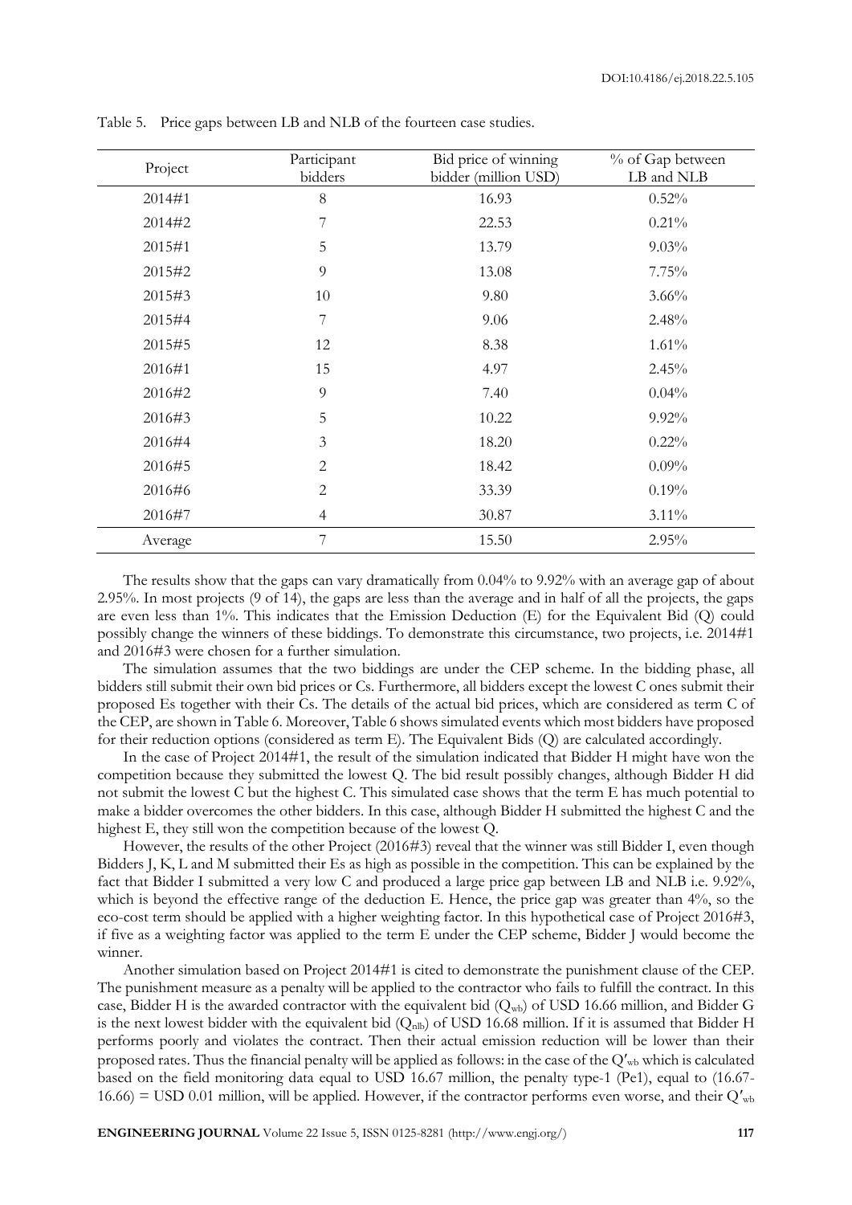Table 5. Price gaps between LB and NLB of the fourteen case studies.

| Project | Participant bidders | Bid price of winning bidder (million USD) | % of Gap between LB and NLB |
|---|---|---|---|
| 2014#1 | 8 | 16.93 | 0.52% |
| 2014#2 | 7 | 22.53 | 0.21% |
| 2015#1 | 5 | 13.79 | 9.03% |
| 2015#2 | 9 | 13.08 | 7.75% |
| 2015#3 | 10 | 9.80 | 3.66% |
| 2015#4 | 7 | 9.06 | 2.48% |
| 2015#5 | 12 | 8.38 | 1.61% |
| 2016#1 | 15 | 4.97 | 2.45% |
| 2016#2 | 9 | 7.40 | 0.04% |
| 2016#3 | 5 | 10.22 | 9.92% |
| 2016#4 | 3 | 18.20 | 0.22% |
| 2016#5 | 2 | 18.42 | 0.09% |
| 2016#6 | 2 | 33.39 | 0.19% |
| 2016#7 | 4 | 30.87 | 3.11% |
| Average | 7 | 15.50 | 2.95% |

The results show that the gaps can vary dramatically from 0.04% to 9.92% with an average gap of about 2.95%. In most projects (9 of 14), the gaps are less than the average and in half of all the projects, the gaps are even less than 1%. This indicates that the Emission Deduction (E) for the Equivalent Bid (Q) could possibly change the winners of these biddings. To demonstrate this circumstance, two projects, i.e. 2014#1 and 2016#3 were chosen for a further simulation.

The simulation assumes that the two biddings are under the CEP scheme. In the bidding phase, all bidders still submit their own bid prices or Cs. Furthermore, all bidders except the lowest C ones submit their proposed Es together with their Cs. The details of the actual bid prices, which are considered as term C of the CEP, are shown in Table 6. Moreover, Table 6 shows simulated events which most bidders have proposed for their reduction options (considered as term E). The Equivalent Bids (Q) are calculated accordingly.

In the case of Project 2014#1, the result of the simulation indicated that Bidder H might have won the competition because they submitted the lowest Q. The bid result possibly changes, although Bidder H did not submit the lowest C but the highest C. This simulated case shows that the term E has much potential to make a bidder overcomes the other bidders. In this case, although Bidder H submitted the highest C and the highest E, they still won the competition because of the lowest Q.

However, the results of the other Project (2016#3) reveal that the winner was still Bidder I, even though Bidders J, K, L and M submitted their Es as high as possible in the competition. This can be explained by the fact that Bidder I submitted a very low C and produced a large price gap between LB and NLB i.e. 9.92%, which is beyond the effective range of the deduction E. Hence, the price gap was greater than 4%, so the eco-cost term should be applied with a higher weighting factor. In this hypothetical case of Project 2016#3, if five as a weighting factor was applied to the term E under the CEP scheme, Bidder J would become the winner.

Another simulation based on Project 2014#1 is cited to demonstrate the punishment clause of the CEP. The punishment measure as a penalty will be applied to the contractor who fails to fulfill the contract. In this case, Bidder H is the awarded contractor with the equivalent bid ($Q_{wb}$) of USD 16.66 million, and Bidder G is the next lowest bidder with the equivalent bid ($Q_{nlb}$) of USD 16.68 million. If it is assumed that Bidder H performs poorly and violates the contract. Then their actual emission reduction will be lower than their proposed rates. Thus the financial penalty will be applied as follows: in the case of the $Q'_{wb}$ which is calculated based on the field monitoring data equal to USD 16.67 million, the penalty type-1 (Pe1), equal to (16.67-16.66) = USD 0.01 million, will be applied. However, if the contractor performs even worse, and their $Q'_{wb}$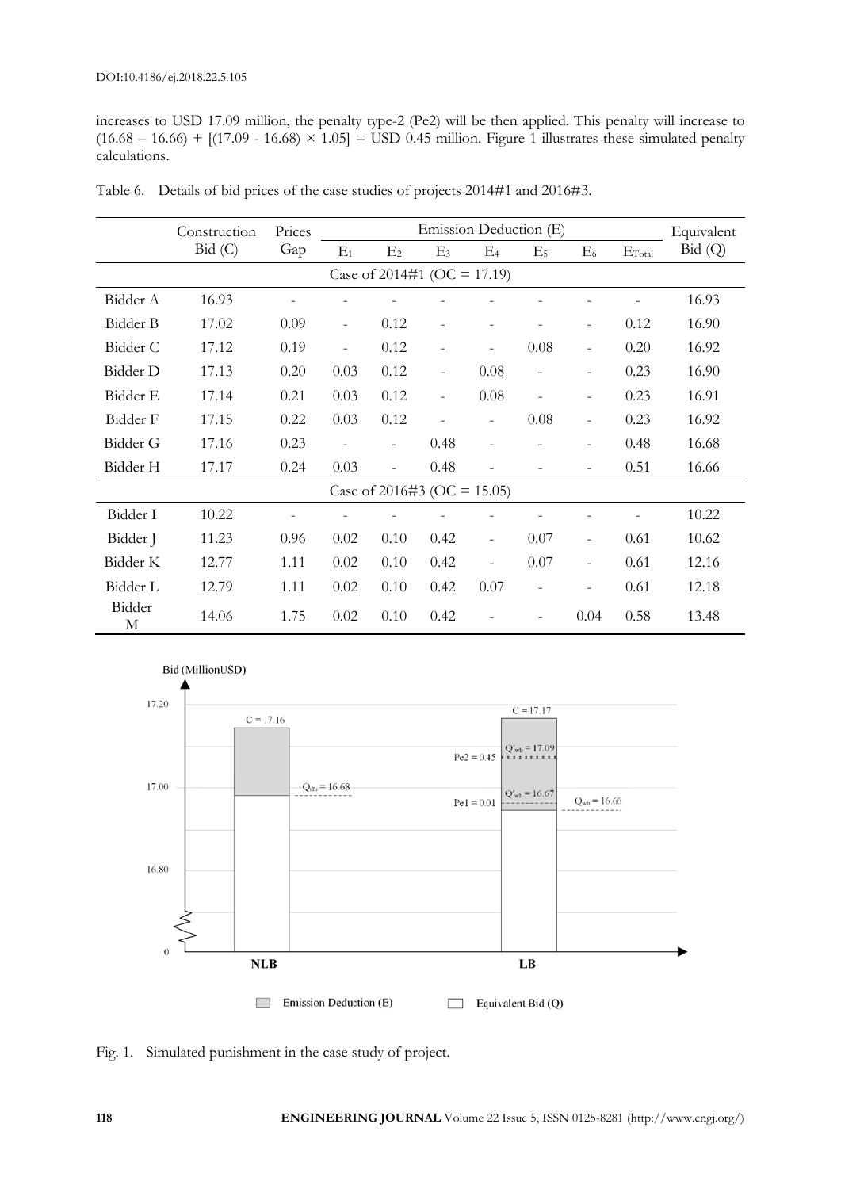increases to USD 17.09 million, the penalty type-2 (Pe2) will be then applied. This penalty will increase to (16.68 – 16.66) + [(17.09 - 16.68) × 1.05] = USD 0.45 million. Figure 1 illustrates these simulated penalty calculations.

Table 6. Details of bid prices of the case studies of projects 2014#1 and 2016#3.

| | Construction Bid (C) | Prices Gap | Emission Deduction (E) | | | | | | | Equivalent Bid (Q) |
|---|---|---|---|---|---|---|---|---|---|---|
| | | | $E_1$ | $E_2$ | $E_3$ | $E_4$ | $E_5$ | $E_6$ | $E_{Total}$ | |
| Case of 2014#1 (OC = 17.19) | | | | | | | | | | |
| Bidder A | 16.93 | - | - | - | - | - | - | - | - | 16.93 |
| Bidder B | 17.02 | 0.09 | - | 0.12 | - | - | - | - | 0.12 | 16.90 |
| Bidder C | 17.12 | 0.19 | - | 0.12 | - | - | 0.08 | - | 0.20 | 16.92 |
| Bidder D | 17.13 | 0.20 | 0.03 | 0.12 | - | 0.08 | - | - | 0.23 | 16.90 |
| Bidder E | 17.14 | 0.21 | 0.03 | 0.12 | - | 0.08 | - | - | 0.23 | 16.91 |
| Bidder F | 17.15 | 0.22 | 0.03 | 0.12 | - | - | 0.08 | - | 0.23 | 16.92 |
| Bidder G | 17.16 | 0.23 | - | - | 0.48 | - | - | - | 0.48 | 16.68 |
| Bidder H | 17.17 | 0.24 | 0.03 | - | 0.48 | - | - | - | 0.51 | 16.66 |
| Case of 2016#3 (OC = 15.05) | | | | | | | | | | |
| Bidder I | 10.22 | - | - | - | - | - | - | - | - | 10.22 |
| Bidder J | 11.23 | 0.96 | 0.02 | 0.10 | 0.42 | - | 0.07 | - | 0.61 | 10.62 |
| Bidder K | 12.77 | 1.11 | 0.02 | 0.10 | 0.42 | - | 0.07 | - | 0.61 | 12.16 |
| Bidder L | 12.79 | 1.11 | 0.02 | 0.10 | 0.42 | 0.07 | - | - | 0.61 | 12.18 |
| Bidder M | 14.06 | 1.75 | 0.02 | 0.10 | 0.42 | - | - | 0.04 | 0.58 | 13.48 |

Bid (MillionUSD)

17.20

17.00

16.80

0

C = 17.16

$Q_{nlb}$ = 16.68

C = 17.17

Pe2 = 0.45

$Q'_{wb}$ = 17.09

Pe1 = 0.01

$Q'_{wb}$ = 16.67

$Q_{wb}$ = 16.66

NLB

LB

Emission Deduction (E)

Equivalent Bid (Q)

Fig. 1. Simulated punishment in the case study of project.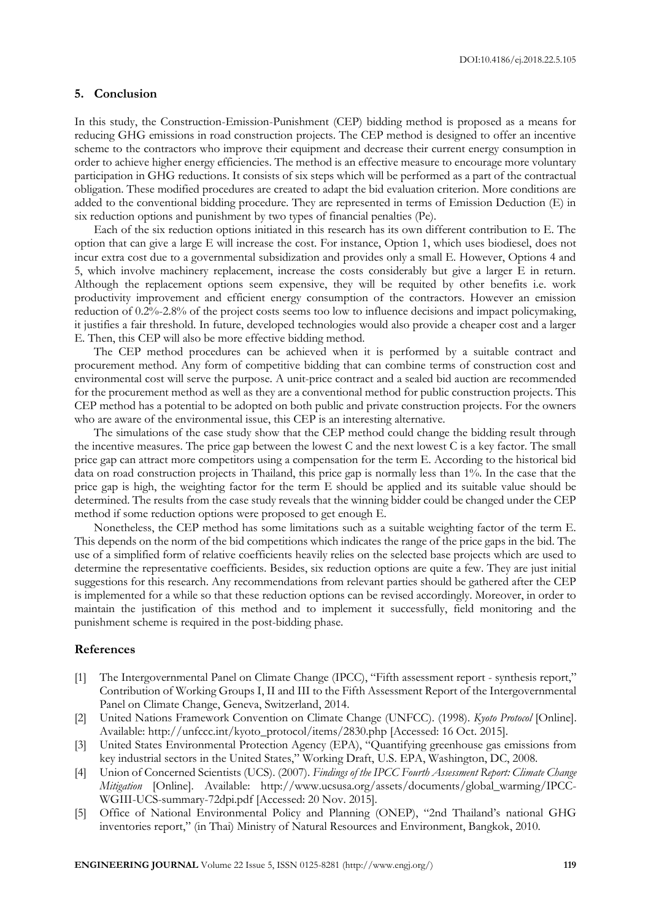## 5. Conclusion

In this study, the Construction-Emission-Punishment (CEP) bidding method is proposed as a means for reducing GHG emissions in road construction projects. The CEP method is designed to offer an incentive scheme to the contractors who improve their equipment and decrease their current energy consumption in order to achieve higher energy efficiencies. The method is an effective measure to encourage more voluntary participation in GHG reductions. It consists of six steps which will be performed as a part of the contractual obligation. These modified procedures are created to adapt the bid evaluation criterion. More conditions are added to the conventional bidding procedure. They are represented in terms of Emission Deduction (E) in six reduction options and punishment by two types of financial penalties (Pe).

Each of the six reduction options initiated in this research has its own different contribution to E. The option that can give a large E will increase the cost. For instance, Option 1, which uses biodiesel, does not incur extra cost due to a governmental subsidization and provides only a small E. However, Options 4 and 5, which involve machinery replacement, increase the costs considerably but give a larger E in return. Although the replacement options seem expensive, they will be requited by other benefits i.e. work productivity improvement and efficient energy consumption of the contractors. However an emission reduction of 0.2%-2.8% of the project costs seems too low to influence decisions and impact policymaking, it justifies a fair threshold. In future, developed technologies would also provide a cheaper cost and a larger E. Then, this CEP will also be more effective bidding method.

The CEP method procedures can be achieved when it is performed by a suitable contract and procurement method. Any form of competitive bidding that can combine terms of construction cost and environmental cost will serve the purpose. A unit-price contract and a sealed bid auction are recommended for the procurement method as well as they are a conventional method for public construction projects. This CEP method has a potential to be adopted on both public and private construction projects. For the owners who are aware of the environmental issue, this CEP is an interesting alternative.

The simulations of the case study show that the CEP method could change the bidding result through the incentive measures. The price gap between the lowest C and the next lowest C is a key factor. The small price gap can attract more competitors using a compensation for the term E. According to the historical bid data on road construction projects in Thailand, this price gap is normally less than 1%. In the case that the price gap is high, the weighting factor for the term E should be applied and its suitable value should be determined. The results from the case study reveals that the winning bidder could be changed under the CEP method if some reduction options were proposed to get enough E.

Nonetheless, the CEP method has some limitations such as a suitable weighting factor of the term E. This depends on the norm of the bid competitions which indicates the range of the price gaps in the bid. The use of a simplified form of relative coefficients heavily relies on the selected base projects which are used to determine the representative coefficients. Besides, six reduction options are quite a few. They are just initial suggestions for this research. Any recommendations from relevant parties should be gathered after the CEP is implemented for a while so that these reduction options can be revised accordingly. Moreover, in order to maintain the justification of this method and to implement it successfully, field monitoring and the punishment scheme is required in the post-bidding phase.

## References

[1] The Intergovernmental Panel on Climate Change (IPCC), "Fifth assessment report - synthesis report," Contribution of Working Groups I, II and III to the Fifth Assessment Report of the Intergovernmental Panel on Climate Change, Geneva, Switzerland, 2014.

[2] United Nations Framework Convention on Climate Change (UNFCC). (1998). *Kyoto Protocol* [Online]. Available: http://unfccc.int/kyoto_protocol/items/2830.php [Accessed: 16 Oct. 2015].

[3] United States Environmental Protection Agency (EPA), "Quantifying greenhouse gas emissions from key industrial sectors in the United States," Working Draft, U.S. EPA, Washington, DC, 2008.

[4] Union of Concerned Scientists (UCS). (2007). *Findings of the IPCC Fourth Assessment Report: Climate Change Mitigation* [Online]. Available: http://www.ucsusa.org/assets/documents/global_warming/IPCC-WGIII-UCS-summary-72dpi.pdf [Accessed: 20 Nov. 2015].

[5] Office of National Environmental Policy and Planning (ONEP), "2nd Thailand's national GHG inventories report," (in Thai) Ministry of Natural Resources and Environment, Bangkok, 2010.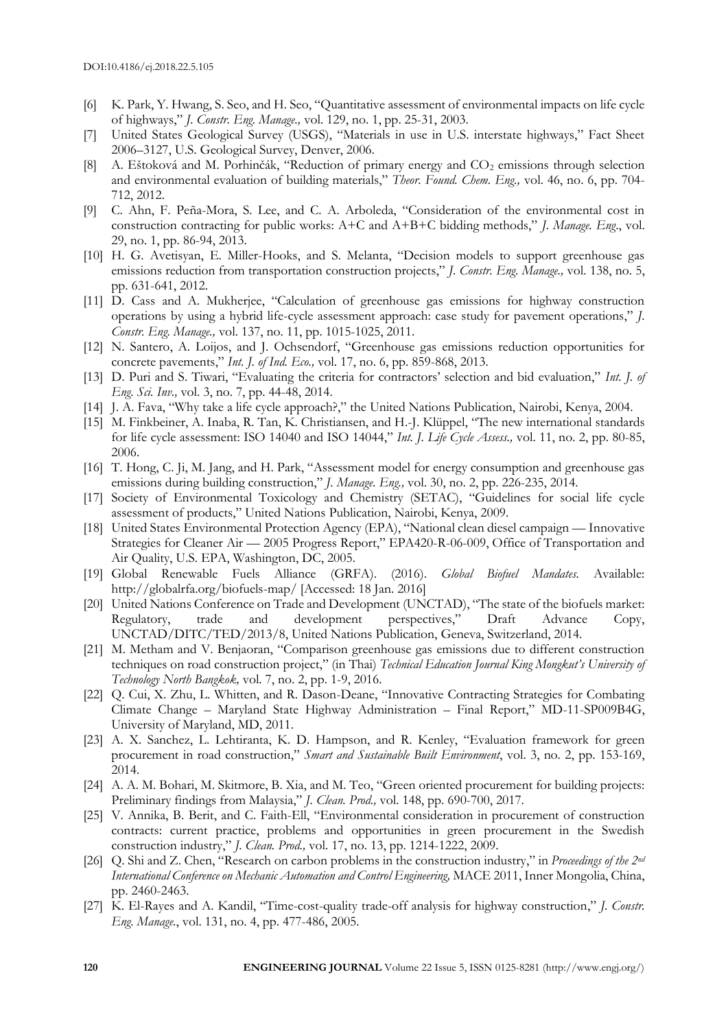[6] K. Park, Y. Hwang, S. Seo, and H. Seo, "Quantitative assessment of environmental impacts on life cycle of highways," *J. Constr. Eng. Manage.,* vol. 129, no. 1, pp. 25-31, 2003.

[7] United States Geological Survey (USGS), "Materials in use in U.S. interstate highways," Fact Sheet 2006–3127, U.S. Geological Survey, Denver, 2006.

[8] A. Eštoková and M. Porhinčák, "Reduction of primary energy and $CO_2$ emissions through selection and environmental evaluation of building materials," *Theor. Found. Chem. Eng.,* vol. 46, no. 6, pp. 704-712, 2012.

[9] C. Ahn, F. Peña-Mora, S. Lee, and C. A. Arboleda, "Consideration of the environmental cost in construction contracting for public works: A+C and A+B+C bidding methods," *J. Manage. Eng*., vol. 29, no. 1, pp. 86-94, 2013.

[10] H. G. Avetisyan, E. Miller-Hooks, and S. Melanta, "Decision models to support greenhouse gas emissions reduction from transportation construction projects," *J. Constr. Eng. Manage.,* vol. 138, no. 5, pp. 631-641, 2012.

[11] D. Cass and A. Mukherjee, "Calculation of greenhouse gas emissions for highway construction operations by using a hybrid life-cycle assessment approach: case study for pavement operations," *J. Constr. Eng. Manage.,* vol. 137, no. 11, pp. 1015-1025, 2011.

[12] N. Santero, A. Loijos, and J. Ochsendorf, "Greenhouse gas emissions reduction opportunities for concrete pavements," *Int. J. of Ind. Eco.,* vol. 17, no. 6, pp. 859-868, 2013.

[13] D. Puri and S. Tiwari, "Evaluating the criteria for contractors' selection and bid evaluation," *Int. J. of Eng. Sci. Inv.,* vol. 3, no. 7, pp. 44-48, 2014.

[14] J. A. Fava, "Why take a life cycle approach?," the United Nations Publication, Nairobi, Kenya, 2004.

[15] M. Finkbeiner, A. Inaba, R. Tan, K. Christiansen, and H.-J. Klüppel, "The new international standards for life cycle assessment: ISO 14040 and ISO 14044," *Int. J. Life Cycle Assess.,* vol. 11, no. 2, pp. 80-85, 2006.

[16] T. Hong, C. Ji, M. Jang, and H. Park, "Assessment model for energy consumption and greenhouse gas emissions during building construction," *J. Manage. Eng.,* vol. 30, no. 2, pp. 226-235, 2014.

[17] Society of Environmental Toxicology and Chemistry (SETAC), "Guidelines for social life cycle assessment of products," United Nations Publication, Nairobi, Kenya, 2009.

[18] United States Environmental Protection Agency (EPA), "National clean diesel campaign — Innovative Strategies for Cleaner Air — 2005 Progress Report," EPA420-R-06-009, Office of Transportation and Air Quality, U.S. EPA, Washington, DC, 2005.

[19] Global Renewable Fuels Alliance (GRFA). (2016). *Global Biofuel Mandates*. Available: http://globalrfa.org/biofuels-map/ [Accessed: 18 Jan. 2016]

[20] United Nations Conference on Trade and Development (UNCTAD), "The state of the biofuels market: Regulatory, trade and development perspectives," Draft Advance Copy, UNCTAD/DITC/TED/2013/8, United Nations Publication, Geneva, Switzerland, 2014.

[21] M. Metham and V. Benjaoran, "Comparison greenhouse gas emissions due to different construction techniques on road construction project," (in Thai) *Technical Education Journal King Mongkut's University of Technology North Bangkok,* vol. 7, no. 2, pp. 1-9, 2016.

[22] Q. Cui, X. Zhu, L. Whitten, and R. Dason-Deane, "Innovative Contracting Strategies for Combating Climate Change – Maryland State Highway Administration – Final Report," MD-11-SP009B4G, University of Maryland, MD, 2011.

[23] A. X. Sanchez, L. Lehtiranta, K. D. Hampson, and R. Kenley, "Evaluation framework for green procurement in road construction," *Smart and Sustainable Built Environment*, vol. 3, no. 2, pp. 153-169, 2014.

[24] A. A. M. Bohari, M. Skitmore, B. Xia, and M. Teo, "Green oriented procurement for building projects: Preliminary findings from Malaysia," *J. Clean. Prod.,* vol. 148, pp. 690-700, 2017.

[25] V. Annika, B. Berit, and C. Faith-Ell, "Environmental consideration in procurement of construction contracts: current practice, problems and opportunities in green procurement in the Swedish construction industry," *J. Clean. Prod.,* vol. 17, no. 13, pp. 1214-1222, 2009.

[26] Q. Shi and Z. Chen, "Research on carbon problems in the construction industry," in *Proceedings of the 2nd International Conference on Mechanic Automation and Control Engineering,* MACE 2011, Inner Mongolia, China, pp. 2460-2463.

[27] K. El-Rayes and A. Kandil, "Time-cost-quality trade-off analysis for highway construction," *J. Constr. Eng. Manage*., vol. 131, no. 4, pp. 477-486, 2005.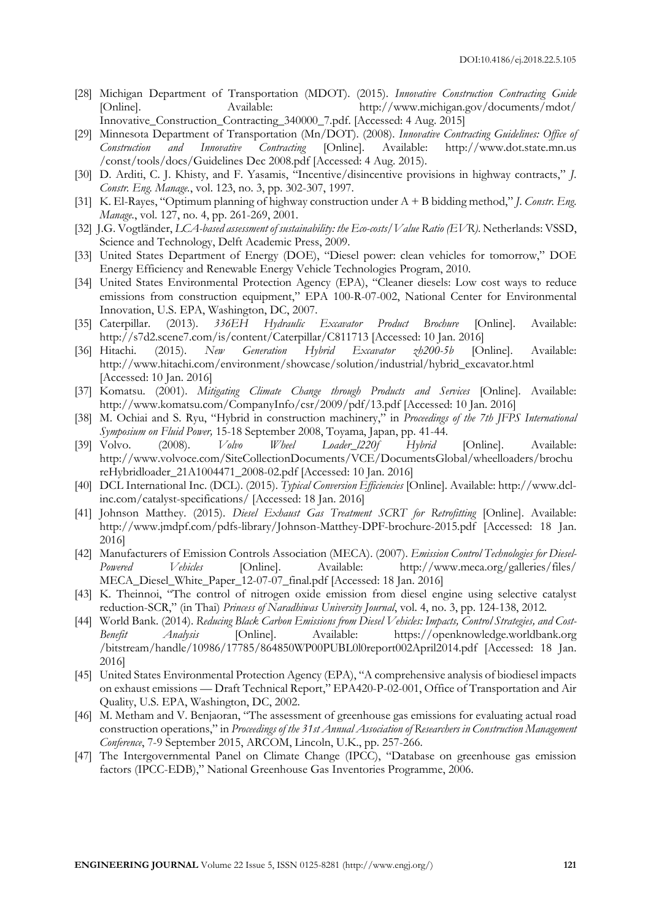[28] Michigan Department of Transportation (MDOT). (2015). *Innovative Construction Contracting Guide* [Online]. Available: http://www.michigan.gov/documents/mdot/Innovative_Construction_Contracting_340000_7.pdf. [Accessed: 4 Aug. 2015]

[29] Minnesota Department of Transportation (Mn/DOT). (2008). *Innovative Contracting Guidelines: Office of Construction and Innovative Contracting* [Online]. Available: http://www.dot.state.mn.us/const/tools/docs/Guidelines Dec 2008.pdf [Accessed: 4 Aug. 2015).

[30] D. Arditi, C. J. Khisty, and F. Yasamis, "Incentive/disincentive provisions in highway contracts," *J. Constr. Eng. Manage.*, vol. 123, no. 3, pp. 302-307, 1997.

[31] K. El-Rayes, "Optimum planning of highway construction under A + B bidding method," *J. Constr. Eng. Manage.*, vol. 127, no. 4, pp. 261-269, 2001.

[32] J.G. Vogtländer, *LCA-based assessment of sustainability: the Eco-costs/Value Ratio (EVR).* Netherlands: VSSD, Science and Technology, Delft Academic Press, 2009.

[33] United States Department of Energy (DOE), "Diesel power: clean vehicles for tomorrow," DOE Energy Efficiency and Renewable Energy Vehicle Technologies Program, 2010.

[34] United States Environmental Protection Agency (EPA), "Cleaner diesels: Low cost ways to reduce emissions from construction equipment," EPA 100-R-07-002, National Center for Environmental Innovation, U.S. EPA, Washington, DC, 2007.

[35] Caterpillar. (2013). *336EH Hydraulic Excavator Product Brochure* [Online]. Available: http://s7d2.scene7.com/is/content/Caterpillar/C811713 [Accessed: 10 Jan. 2016]

[36] Hitachi. (2015). *New Generation Hybrid Excavator zh200-5b* [Online]. Available: http://www.hitachi.com/environment/showcase/solution/industrial/hybrid_excavator.html [Accessed: 10 Jan. 2016]

[37] Komatsu. (2001). *Mitigating Climate Change through Products and Services* [Online]. Available: http://www.komatsu.com/CompanyInfo/csr/2009/pdf/13.pdf [Accessed: 10 Jan. 2016]

[38] M. Ochiai and S. Ryu, "Hybrid in construction machinery," in *Proceedings of the 7th JFPS International Symposium on Fluid Power,* 15-18 September 2008, Toyama, Japan, pp. 41-44.

[39] Volvo. (2008). *Volvo Wheel Loader_l220f Hybrid* [Online]. Available: http://www.volvoce.com/SiteCollectionDocuments/VCE/DocumentsGlobal/wheelloaders/brochureHybridloader_21A1004471_2008-02.pdf [Accessed: 10 Jan. 2016]

[40] DCL International Inc. (DCL). (2015). *Typical Conversion Efficiencies* [Online]. Available: http://www.dcl-inc.com/catalyst-specifications/ [Accessed: 18 Jan. 2016]

[41] Johnson Matthey. (2015). *Diesel Exhaust Gas Treatment SCRT for Retrofitting* [Online]. Available: http://www.jmdpf.com/pdfs-library/Johnson-Matthey-DPF-brochure-2015.pdf [Accessed: 18 Jan. 2016]

[42] Manufacturers of Emission Controls Association (MECA). (2007). *Emission Control Technologies for Diesel-Powered Vehicles* [Online]. Available: http://www.meca.org/galleries/files/MECA_Diesel_White_Paper_12-07-07_final.pdf [Accessed: 18 Jan. 2016]

[43] K. Theinnoi, "The control of nitrogen oxide emission from diesel engine using selective catalyst reduction-SCR," (in Thai) *Princess of Naradhiwas University Journal*, vol. 4, no. 3, pp. 124-138, 2012.

[44] World Bank. (2014). *Reducing Black Carbon Emissions from Diesel Vehicles: Impacts, Control Strategies, and Cost-Benefit Analysis* [Online]. Available: https://openknowledge.worldbank.org/bitstream/handle/10986/17785/864850WP00PUBL0l0report002April2014.pdf [Accessed: 18 Jan. 2016]

[45] United States Environmental Protection Agency (EPA), "A comprehensive analysis of biodiesel impacts on exhaust emissions — Draft Technical Report," EPA420-P-02-001, Office of Transportation and Air Quality, U.S. EPA, Washington, DC, 2002.

[46] M. Metham and V. Benjaoran, "The assessment of greenhouse gas emissions for evaluating actual road construction operations," in *Proceedings of the 31st Annual Association of Researchers in Construction Management Conference*, 7-9 September 2015, ARCOM, Lincoln, U.K., pp. 257-266.

[47] The Intergovernmental Panel on Climate Change (IPCC), "Database on greenhouse gas emission factors (IPCC-EDB)," National Greenhouse Gas Inventories Programme, 2006.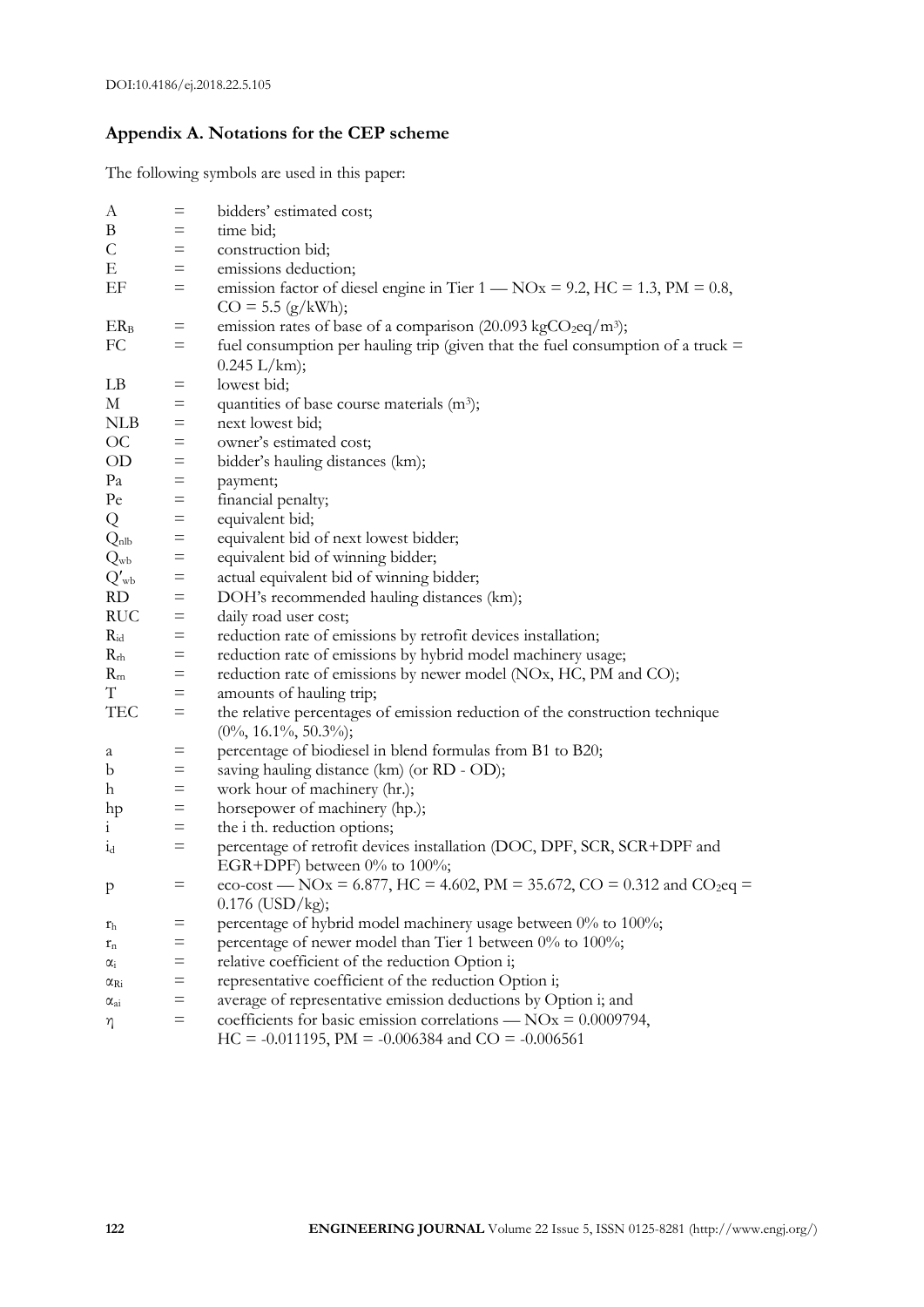## Appendix A. Notations for the CEP scheme

The following symbols are used in this paper:

| | | |
|---|---|---|
| A | = | bidders' estimated cost; |
| B | = | time bid; |
| C | = | construction bid; |
| E | = | emissions deduction; |
| EF | = | emission factor of diesel engine in Tier 1 — NOx = 9.2, HC = 1.3, PM = 0.8, CO = 5.5 (g/kWh); |
| $ER_B$ | = | emission rates of base of a comparison (20.093 $kgCO_2eq/m^3$); |
| FC | = | fuel consumption per hauling trip (given that the fuel consumption of a truck = 0.245 L/km); |
| LB | = | lowest bid; |
| M | = | quantities of base course materials ($m^3$); |
| NLB | = | next lowest bid; |
| OC | = | owner's estimated cost; |
| OD | = | bidder's hauling distances (km); |
| Pa | = | payment; |
| Pe | = | financial penalty; |
| Q | = | equivalent bid; |
| $Q_{nlb}$ | = | equivalent bid of next lowest bidder; |
| $Q_{wb}$ | = | equivalent bid of winning bidder; |
| $Q'_{wb}$ | = | actual equivalent bid of winning bidder; |
| RD | = | DOH's recommended hauling distances (km); |
| RUC | = | daily road user cost; |
| $R_{id}$ | = | reduction rate of emissions by retrofit devices installation; |
| $R_{rh}$ | = | reduction rate of emissions by hybrid model machinery usage; |
| $R_{rn}$ | = | reduction rate of emissions by newer model (NOx, HC, PM and CO); |
| T | = | amounts of hauling trip; |
| TEC | = | the relative percentages of emission reduction of the construction technique (0%, 16.1%, 50.3%); |
| a | = | percentage of biodiesel in blend formulas from B1 to B20; |
| b | = | saving hauling distance (km) (or RD - OD); |
| h | = | work hour of machinery (hr.); |
| hp | = | horsepower of machinery (hp.); |
| i | = | the i th. reduction options; |
| $i_d$ | = | percentage of retrofit devices installation (DOC, DPF, SCR, SCR+DPF and EGR+DPF) between 0% to 100%; |
| p | = | eco-cost — NOx = 6.877, HC = 4.602, PM = 35.672, CO = 0.312 and $CO_2eq$ = 0.176 (USD/kg); |
| $r_h$ | = | percentage of hybrid model machinery usage between 0% to 100%; |
| $r_n$ | = | percentage of newer model than Tier 1 between 0% to 100%; |
| $\alpha_i$ | = | relative coefficient of the reduction Option i; |
| $\alpha_{Ri}$ | = | representative coefficient of the reduction Option i; |
| $\alpha_{ai}$ | = | average of representative emission deductions by Option i; and |
| $\eta$ | = | coefficients for basic emission correlations — NOx = 0.0009794, HC = -0.011195, PM = -0.006384 and CO = -0.006561 |